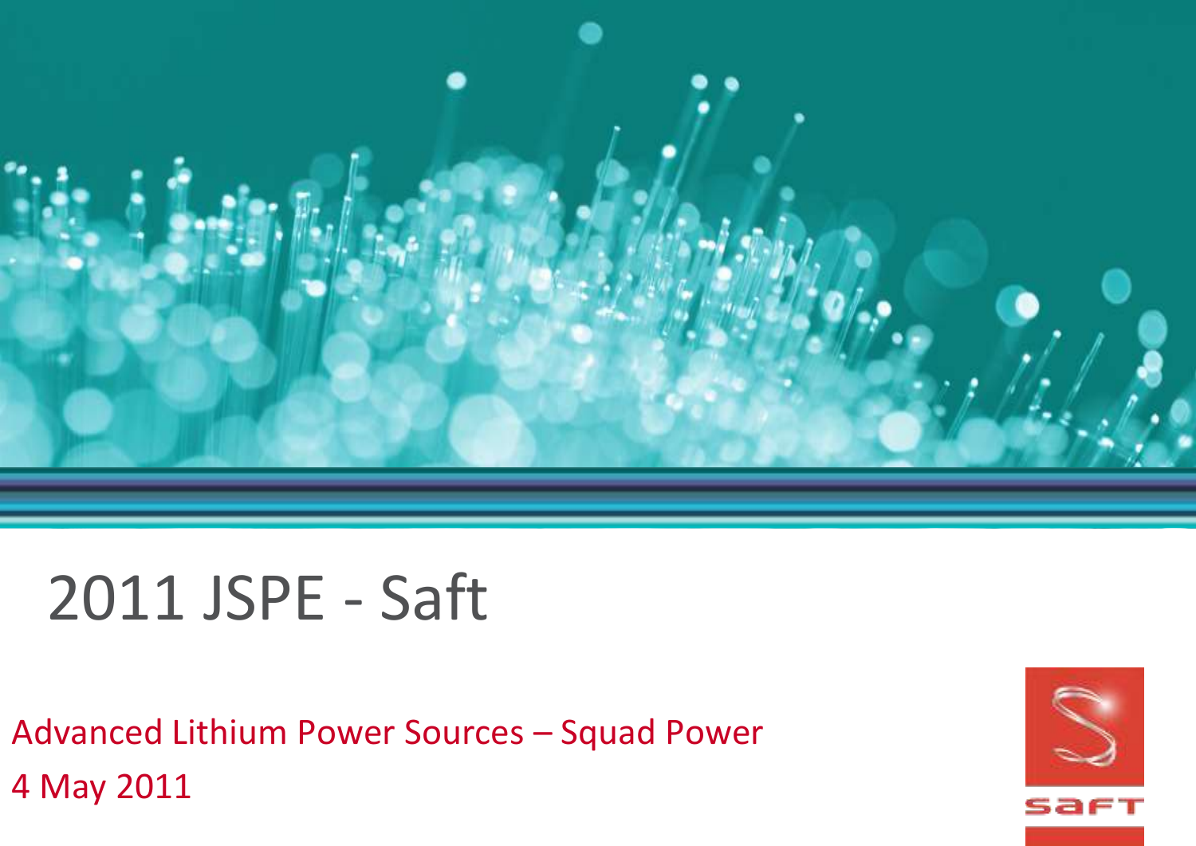# 2011 JSPE - Saft

Advanced Lithium Power Sources – Squad Power

4 May 2011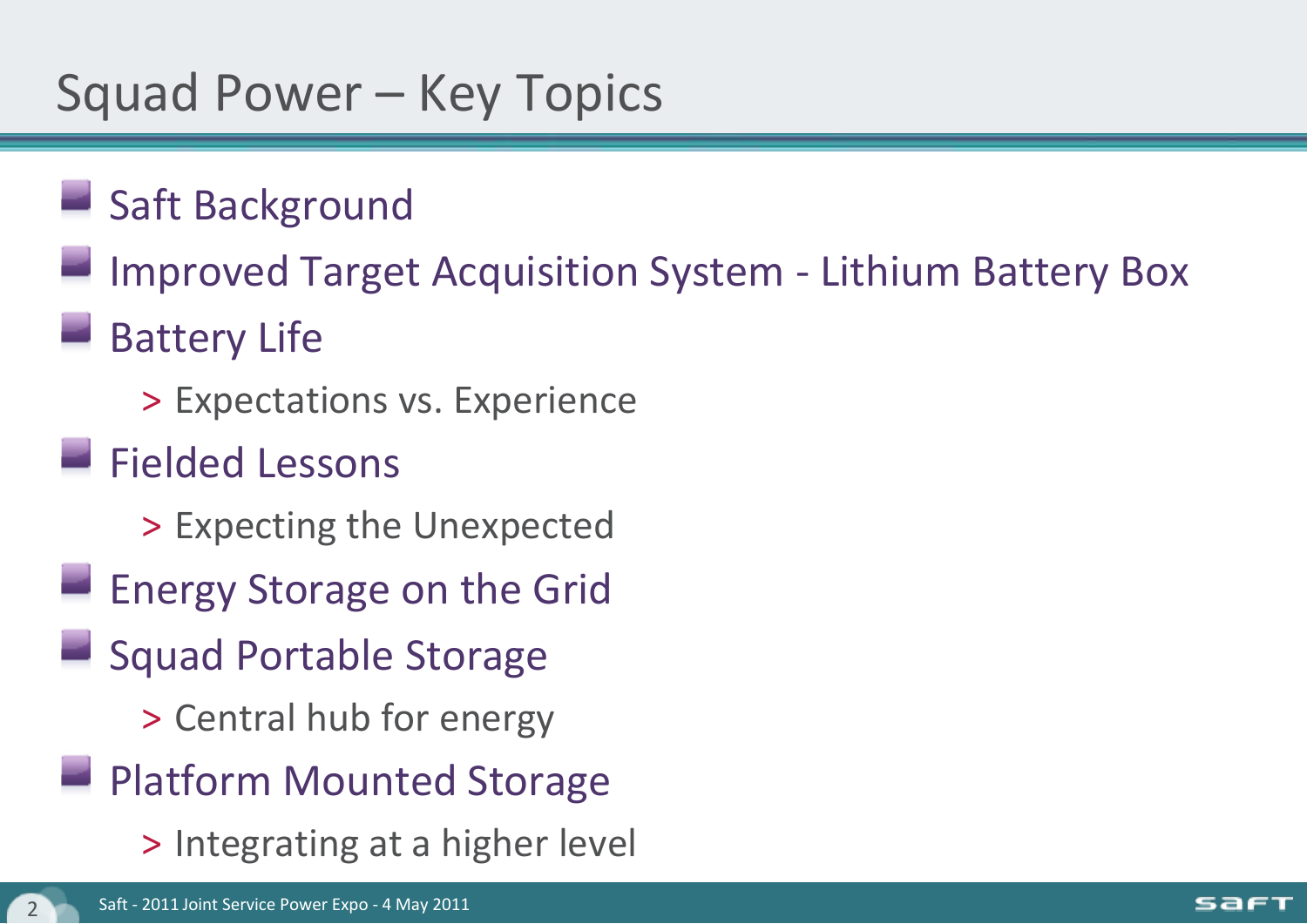# Squad Power – Key Topics

- Saft Background
- Improved Target Acquisition System - Lithium Battery Box
- Battery Life
  - Expectations vs. Experience
- Fielded Lessons
  - Expecting the Unexpected
- Energy Storage on the Grid
- Squad Portable Storage
  - Central hub for energy
- Platform Mounted Storage
  - Integrating at a higher level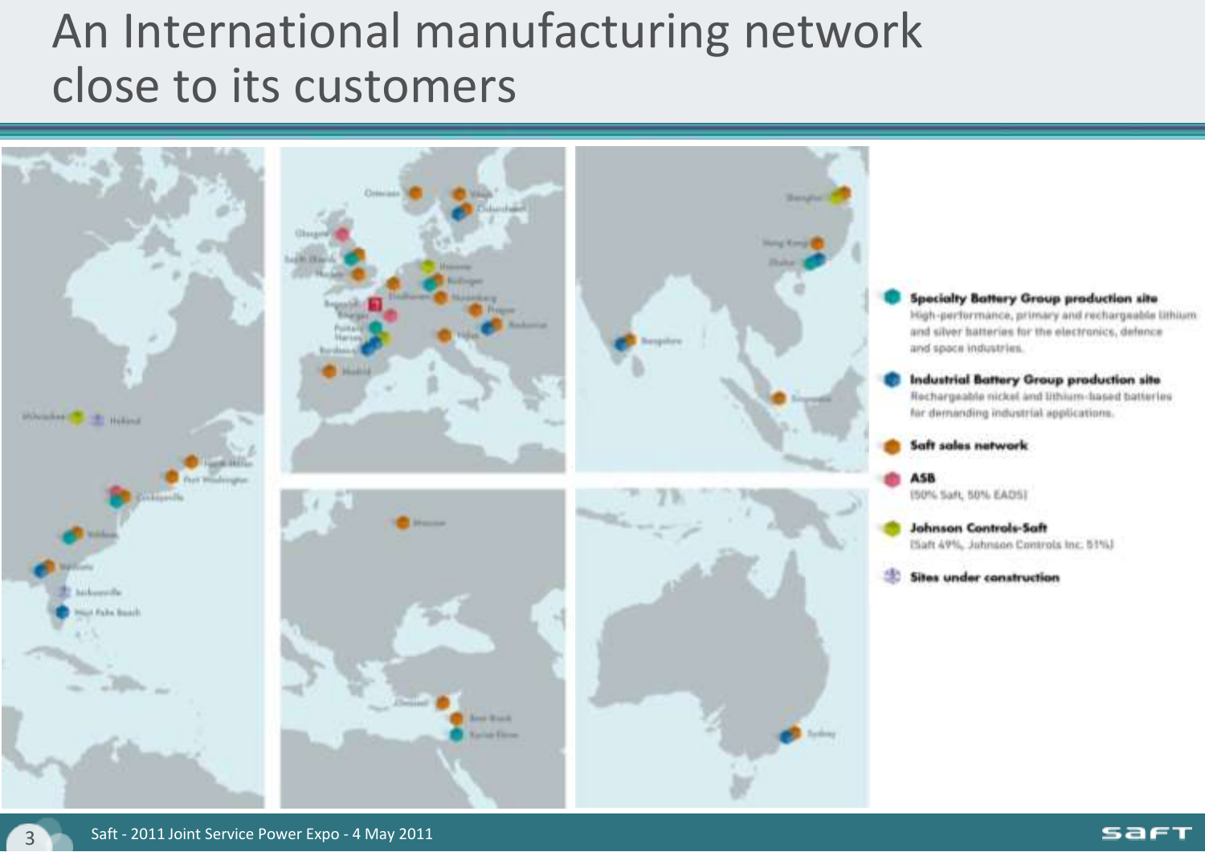# An International manufacturing network close to its customers

**Specialty Battery Group production site**
High-performance, primary and rechargeable lithium and silver batteries for the electronics, defence and space industries.

**Industrial Battery Group production site**
Rechargeable nickel and lithium-based batteries for demanding industrial applications.

**Saft sales network**

**ASB**
(50% Saft, 50% EADS)

**Johnson Controls-Saft**
(Saft 49%, Johnson Controls Inc. 51%)

**Sites under construction**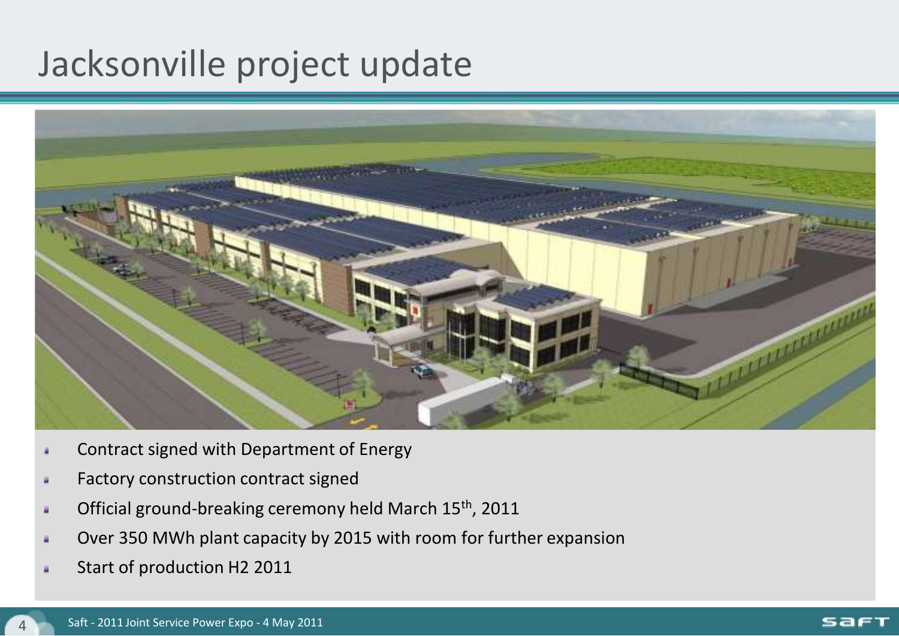# Jacksonville project update

- Contract signed with Department of Energy
- Factory construction contract signed
- Official ground-breaking ceremony held March 15th, 2011
- Over 350 MWh plant capacity by 2015 with room for further expansion
- Start of production H2 2011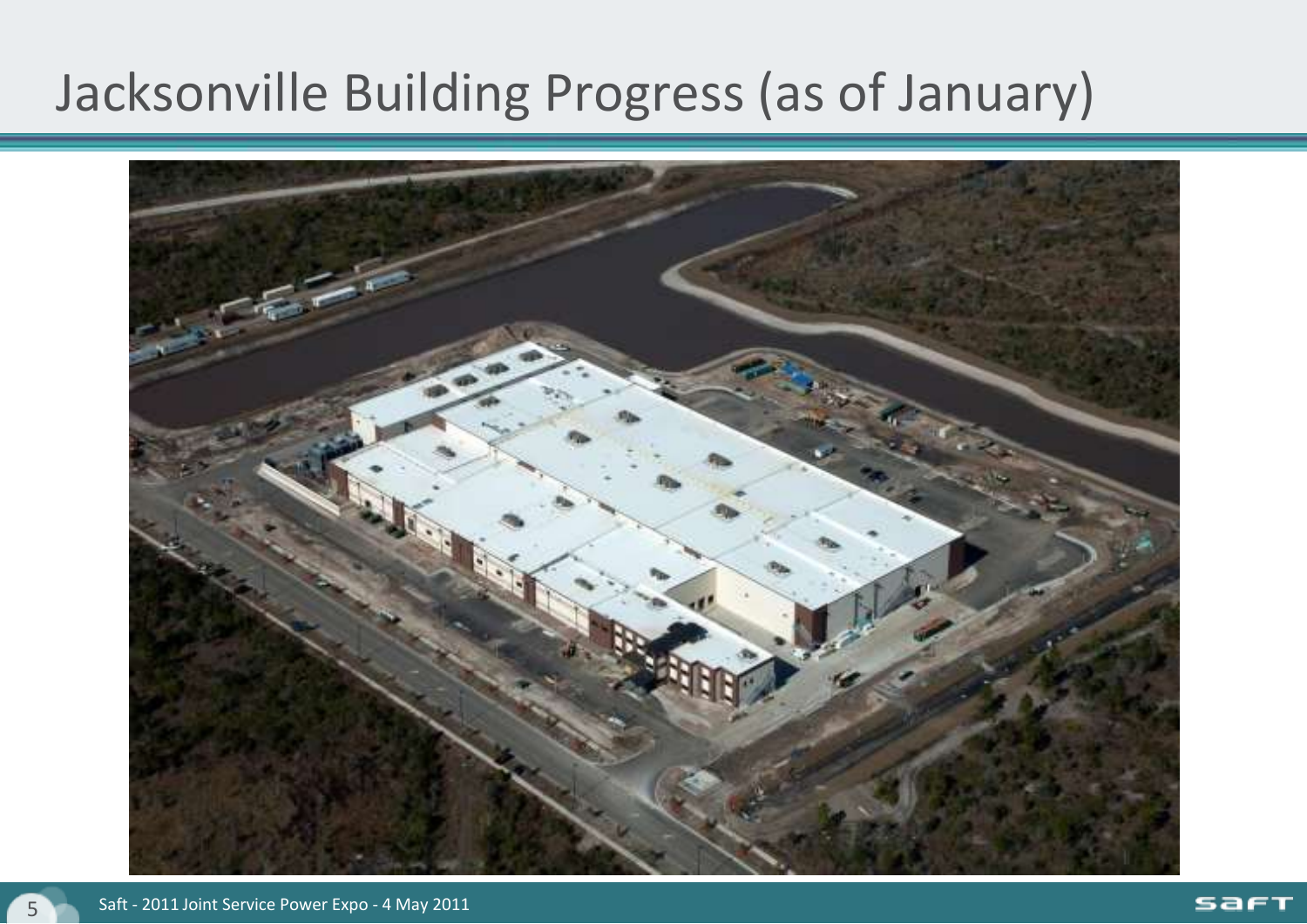# Jacksonville Building Progress (as of January)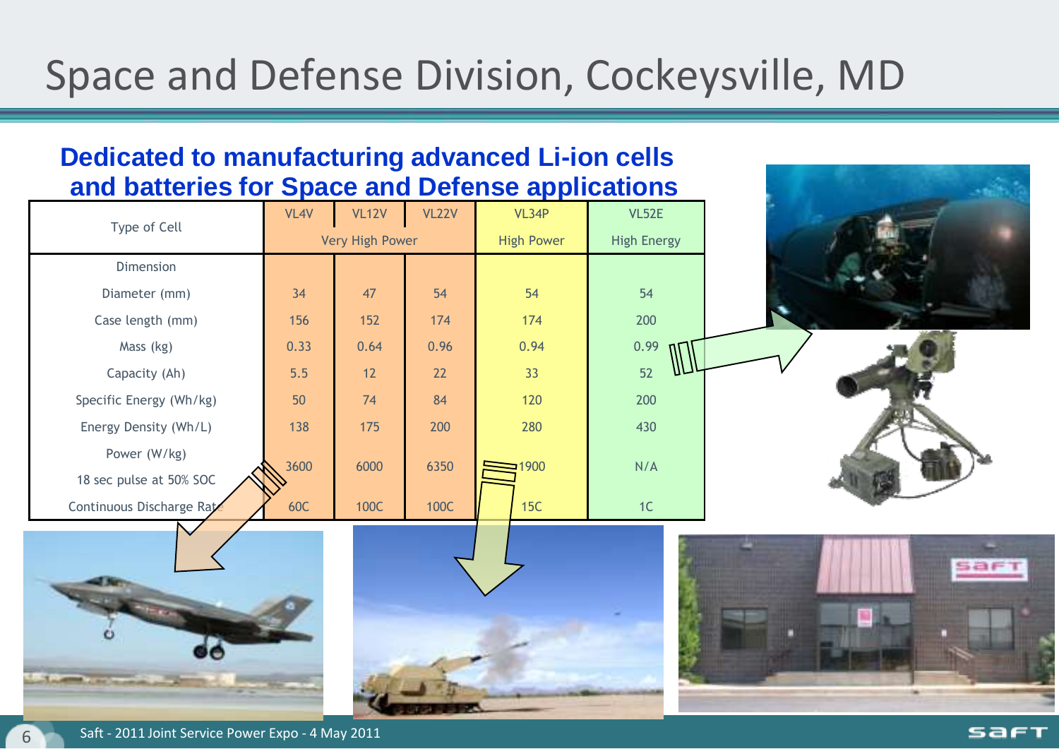# Space and Defense Division, Cockeysville, MD

## Dedicated to manufacturing advanced Li-ion cells and batteries for Space and Defense applications

| Type of Cell | VL4V | VL12V | VL22V | VL34P | VL52E |
|---|---|---|---|---|---|
| | Very High Power | | | High Power | High Energy |
| Dimension | | | | | |
| Diameter (mm) | 34 | 47 | 54 | 54 | 54 |
| Case length (mm) | 156 | 152 | 174 | 174 | 200 |
| Mass (kg) | 0.33 | 0.64 | 0.96 | 0.94 | 0.99 |
| Capacity (Ah) | 5.5 | 12 | 22 | 33 | 52 |
| Specific Energy (Wh/kg) | 50 | 74 | 84 | 120 | 200 |
| Energy Density (Wh/L) | 138 | 175 | 200 | 280 | 430 |
| Power (W/kg) 18 sec pulse at 50% SOC | 3600 | 6000 | 6350 | 1900 | N/A |
| Continuous Discharge Rate | 60C | 100C | 100C | 15C | 1C |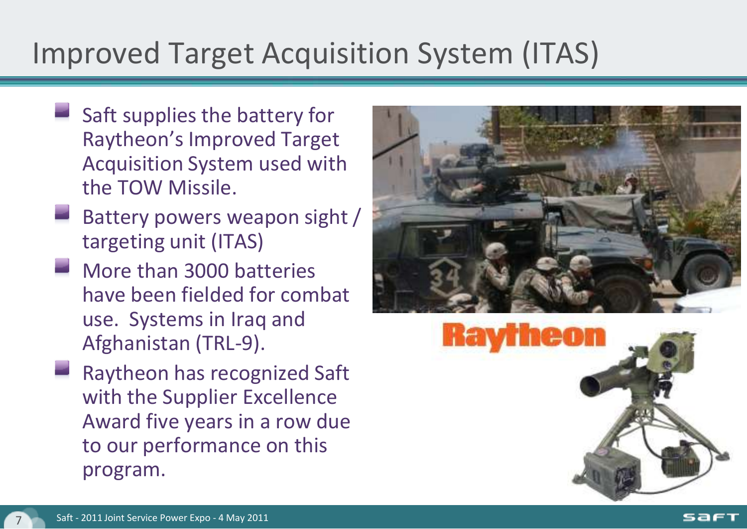# Improved Target Acquisition System (ITAS)

- Saft supplies the battery for Raytheon's Improved Target Acquisition System used with the TOW Missile.
- Battery powers weapon sight / targeting unit (ITAS)
- More than 3000 batteries have been fielded for combat use.  Systems in Iraq and Afghanistan (TRL-9).
- Raytheon has recognized Saft with the Supplier Excellence Award five years in a row due to our performance on this program.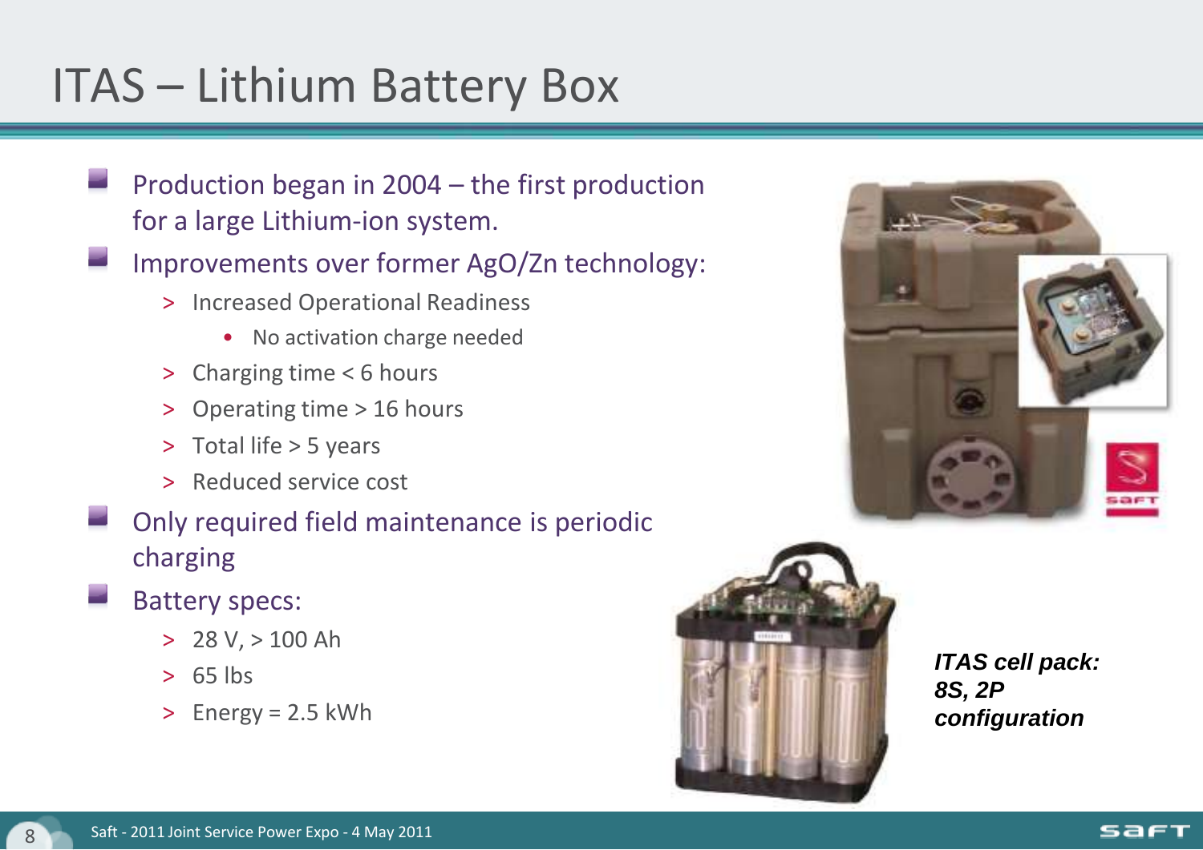# ITAS – Lithium Battery Box

- Production began in 2004 – the first production for a large Lithium-ion system.
- Improvements over former AgO/Zn technology:
  - Increased Operational Readiness
    - No activation charge needed
  - Charging time < 6 hours
  - Operating time > 16 hours
  - Total life > 5 years
  - Reduced service cost
- Only required field maintenance is periodic charging
- Battery specs:
  - 28 V, > 100 Ah
  - 65 lbs
  - Energy = 2.5 kWh

***ITAS cell pack: 8S, 2P configuration***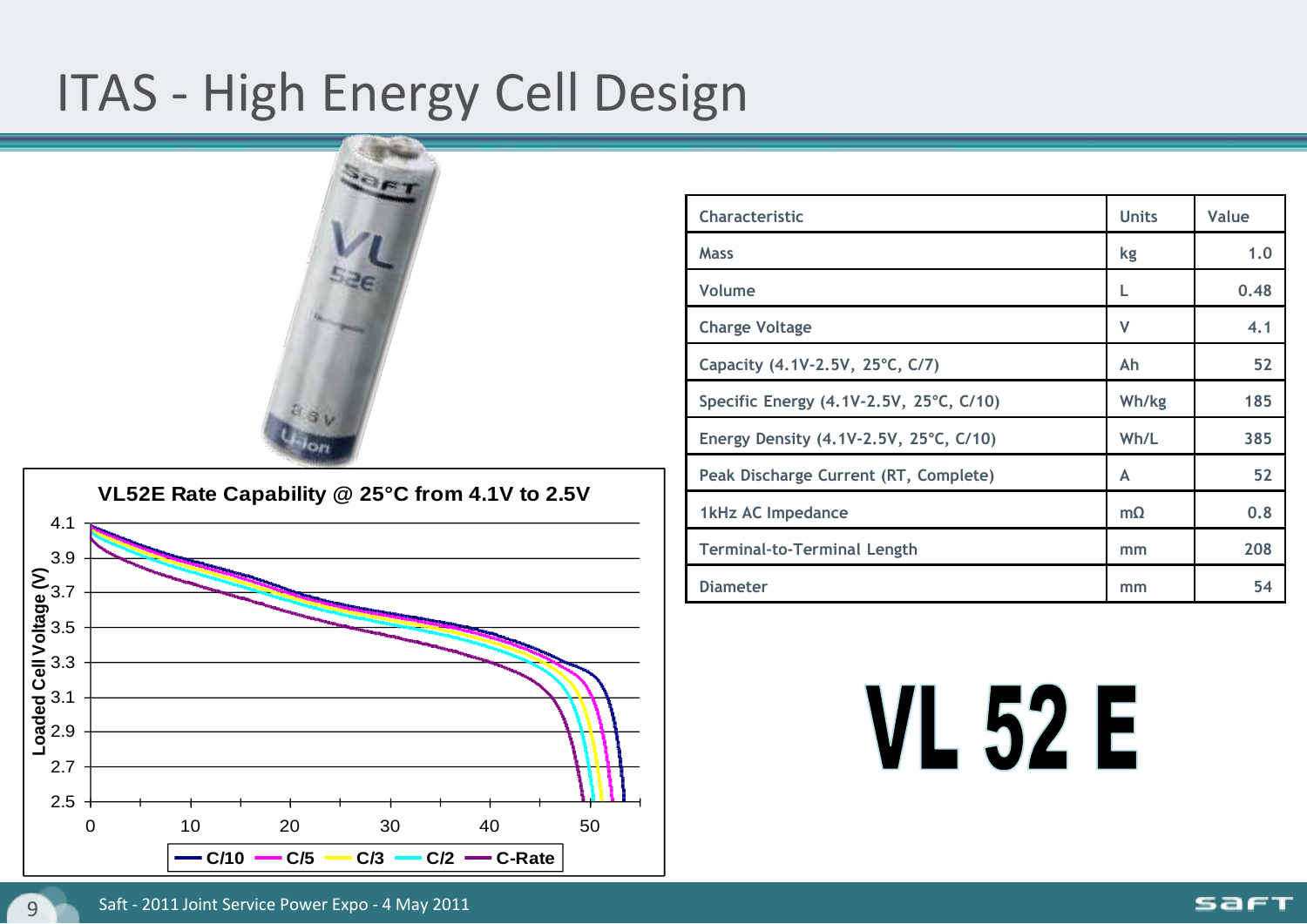# ITAS - High Energy Cell Design

VL52E Rate Capability @ 25°C from 4.1V to 2.5V

| Characteristic | Units | Value |
|---|---|---|
| Mass | kg | 1.0 |
| Volume | L | 0.48 |
| Charge Voltage | V | 4.1 |
| Capacity (4.1V-2.5V, 25°C, C/7) | Ah | 52 |
| Specific Energy (4.1V-2.5V, 25°C, C/10) | Wh/kg | 185 |
| Energy Density (4.1V-2.5V, 25°C, C/10) | Wh/L | 385 |
| Peak Discharge Current (RT, Complete) | A | 52 |
| 1kHz AC Impedance | mΩ | 0.8 |
| Terminal-to-Terminal Length | mm | 208 |
| Diameter | mm | 54 |

**VL 52 E**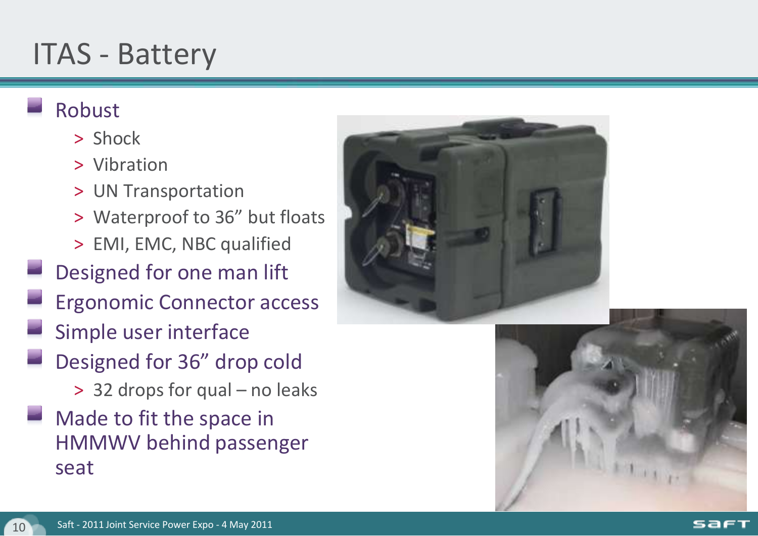# ITAS - Battery

- Robust
  - Shock
  - Vibration
  - UN Transportation
  - Waterproof to 36” but floats
  - EMI, EMC, NBC qualified
- Designed for one man lift
- Ergonomic Connector access
- Simple user interface
- Designed for 36” drop cold
  - 32 drops for qual – no leaks
- Made to fit the space in HMMWV behind passenger seat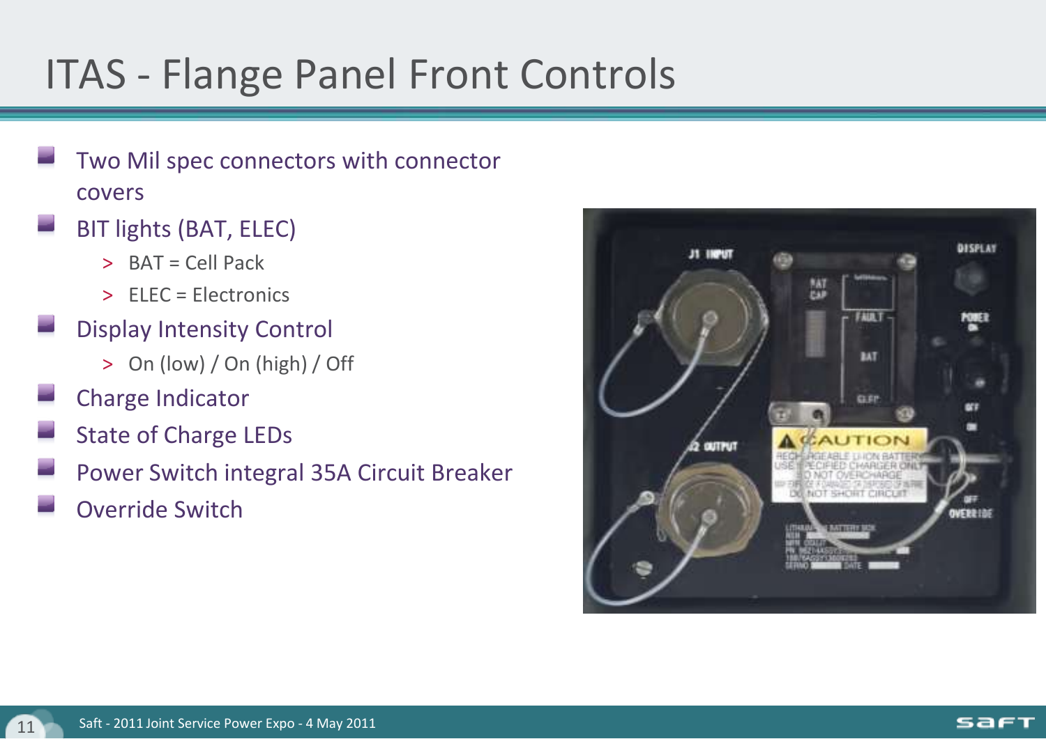# ITAS - Flange Panel Front Controls

- Two Mil spec connectors with connector covers
- BIT lights (BAT, ELEC)
  - BAT = Cell Pack
  - ELEC = Electronics
- Display Intensity Control
  - On (low) / On (high) / Off
- Charge Indicator
- State of Charge LEDs
- Power Switch integral 35A Circuit Breaker
- Override Switch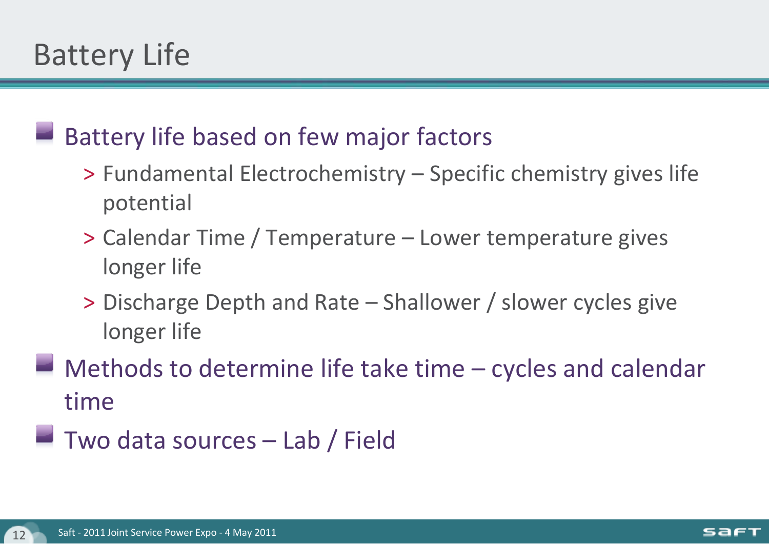# Battery Life

- Battery life based on few major factors
  - Fundamental Electrochemistry – Specific chemistry gives life potential
  - Calendar Time / Temperature – Lower temperature gives longer life
  - Discharge Depth and Rate – Shallower / slower cycles give longer life
- Methods to determine life take time – cycles and calendar time
- Two data sources – Lab / Field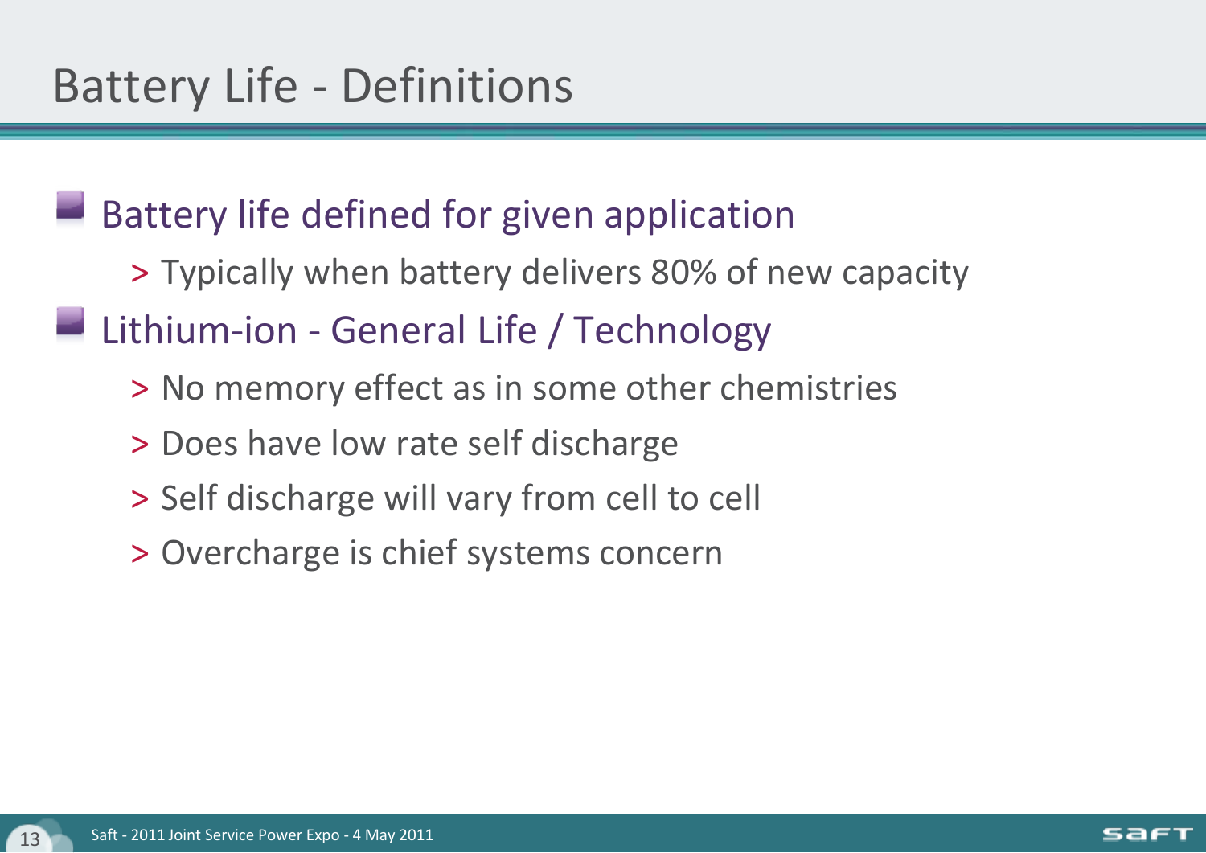# Battery Life - Definitions

- Battery life defined for given application
  - Typically when battery delivers 80% of new capacity
- Lithium-ion - General Life / Technology
  - No memory effect as in some other chemistries
  - Does have low rate self discharge
  - Self discharge will vary from cell to cell
  - Overcharge is chief systems concern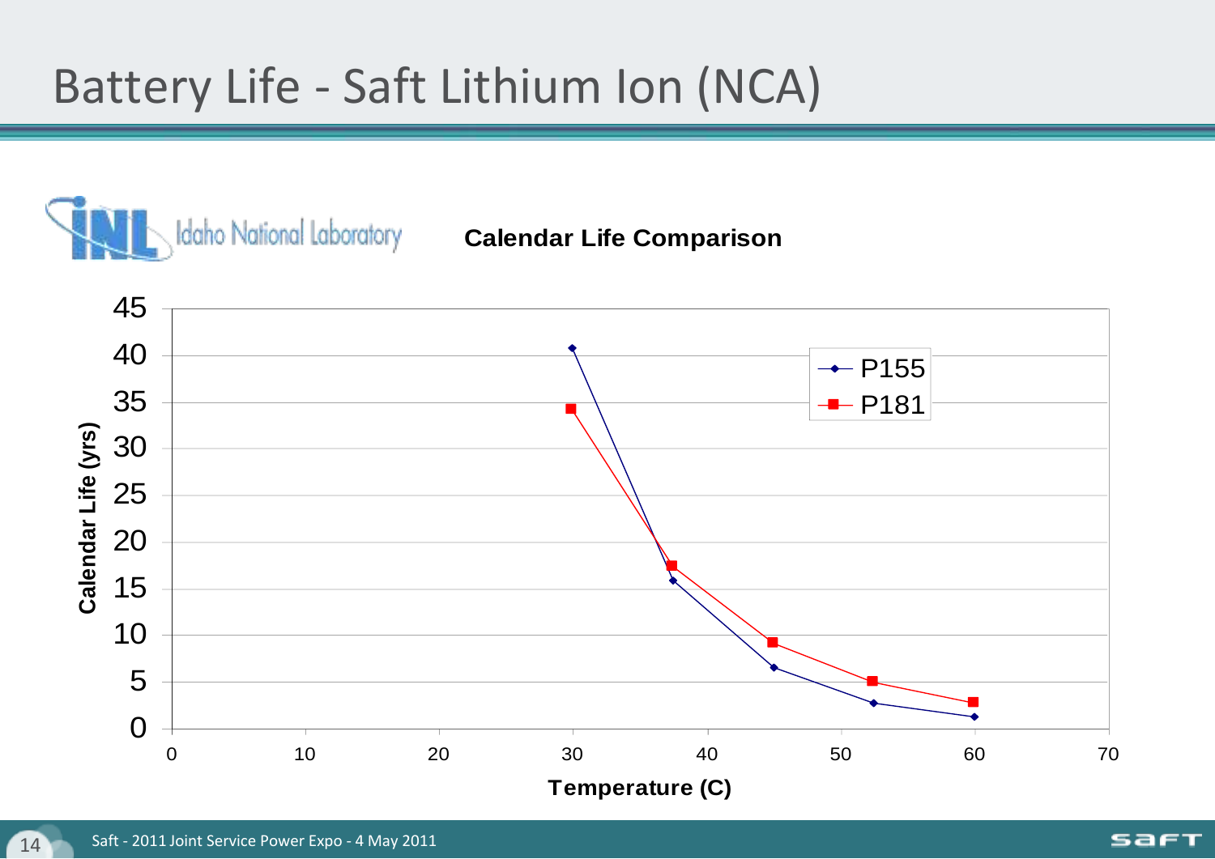# Battery Life - Saft Lithium Ion (NCA)

Idaho National Laboratory

**Calendar Life Comparison**

| Temperature (C) | P155 Calendar Life (yrs) | P181 Calendar Life (yrs) |
|---|---|---|
| 30 | 40.8 | 34.3 |
| 37.5 | 15.9 | 17.4 |
| 45 | 6.6 | 9.2 |
| 52.5 | 2.8 | 5.1 |
| 60 | 1.3 | 2.9 |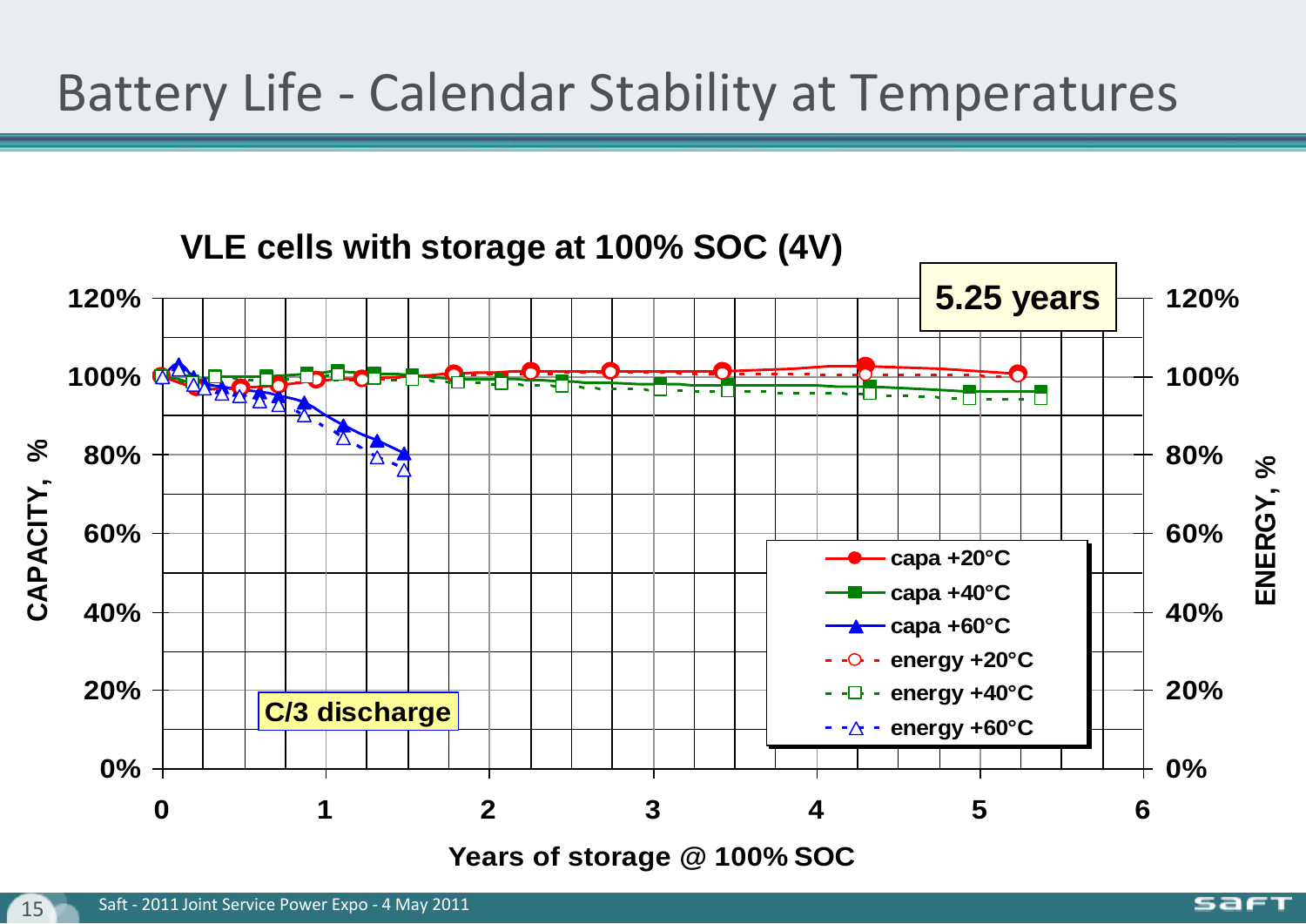# Battery Life - Calendar Stability at Temperatures

**VLE cells with storage at 100% SOC (4V)**

**5.25 years**

**C/3 discharge**

- capa +20°C
- capa +40°C
- capa +60°C
- energy +20°C
- energy +40°C
- energy +60°C

CAPACITY, % — ENERGY, % — Years of storage @ 100% SOC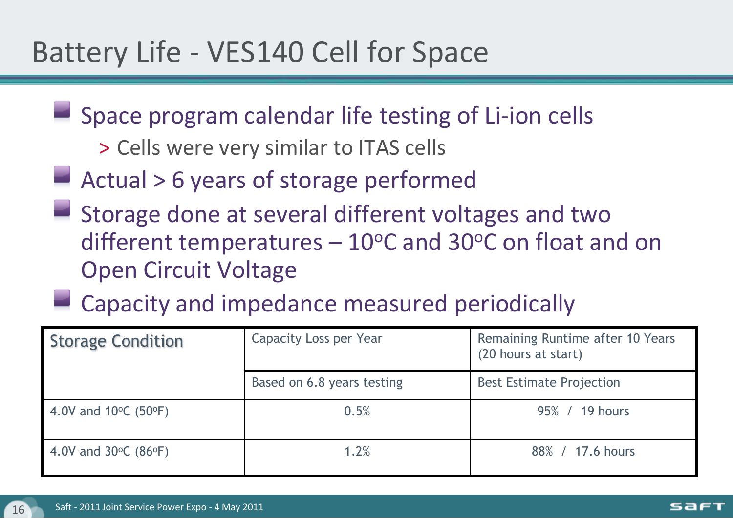# Battery Life - VES140 Cell for Space

- Space program calendar life testing of Li-ion cells
  - Cells were very similar to ITAS cells
- Actual > 6 years of storage performed
- Storage done at several different voltages and two different temperatures – 10°C and 30°C on float and on Open Circuit Voltage
- Capacity and impedance measured periodically

| Storage Condition | Capacity Loss per Year | Remaining Runtime after 10 Years (20 hours at start) |
|---|---|---|
| | Based on 6.8 years testing | Best Estimate Projection |
| 4.0V and 10°C (50°F) | 0.5% | 95% / 19 hours |
| 4.0V and 30°C (86°F) | 1.2% | 88% / 17.6 hours |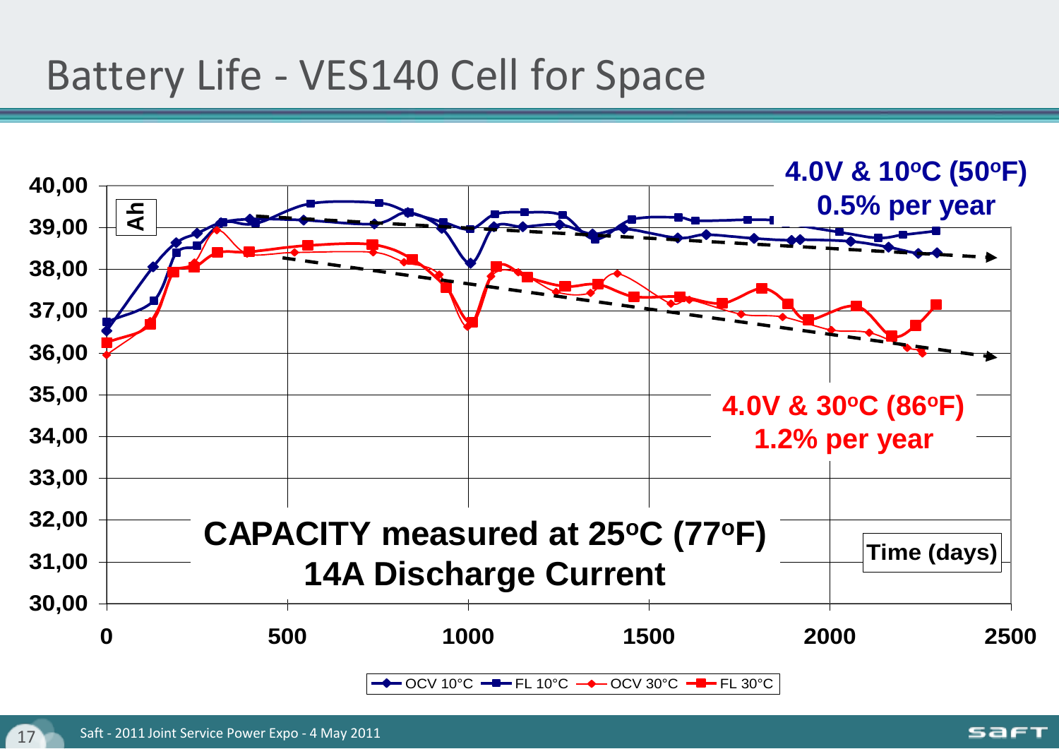# Battery Life - VES140 Cell for Space

Ah

4.0V & 10°C (50°F)
0.5% per year

4.0V & 30°C (86°F)
1.2% per year

CAPACITY measured at 25°C (77°F)
14A Discharge Current

Time (days)

OCV 10°C — FL 10°C — OCV 30°C — FL 30°C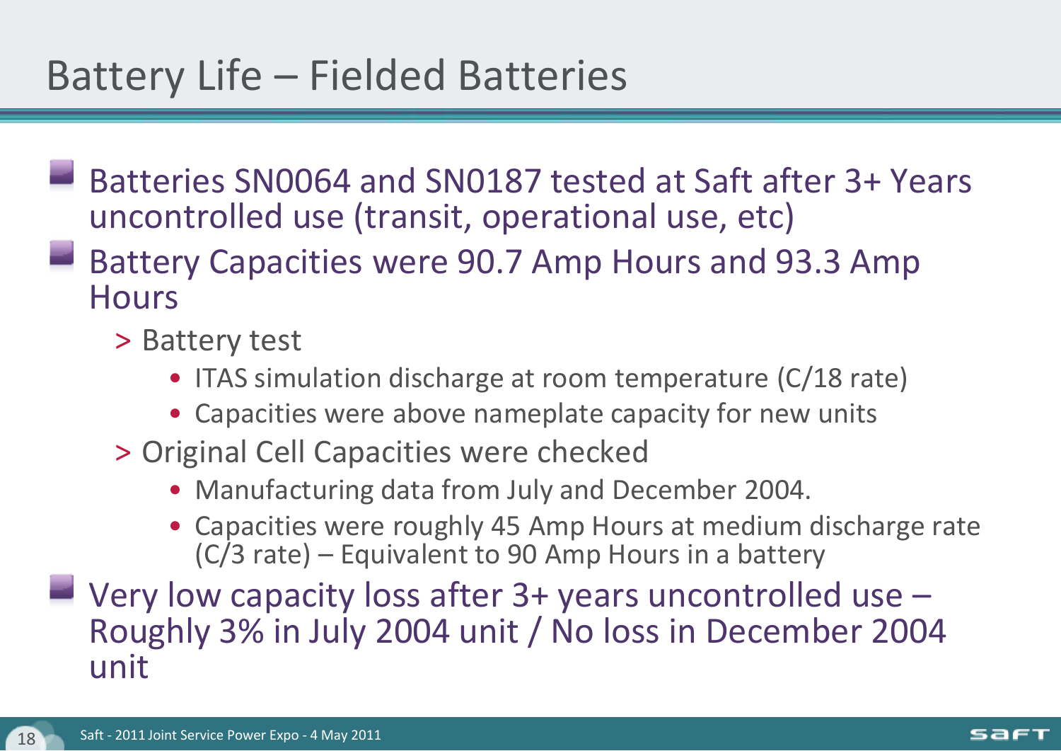# Battery Life – Fielded Batteries

- Batteries SN0064 and SN0187 tested at Saft after 3+ Years uncontrolled use (transit, operational use, etc)
- Battery Capacities were 90.7 Amp Hours and 93.3 Amp Hours
  - > Battery test
    - ITAS simulation discharge at room temperature (C/18 rate)
    - Capacities were above nameplate capacity for new units
  - > Original Cell Capacities were checked
    - Manufacturing data from July and December 2004.
    - Capacities were roughly 45 Amp Hours at medium discharge rate (C/3 rate) – Equivalent to 90 Amp Hours in a battery
- Very low capacity loss after 3+ years uncontrolled use – Roughly 3% in July 2004 unit / No loss in December 2004 unit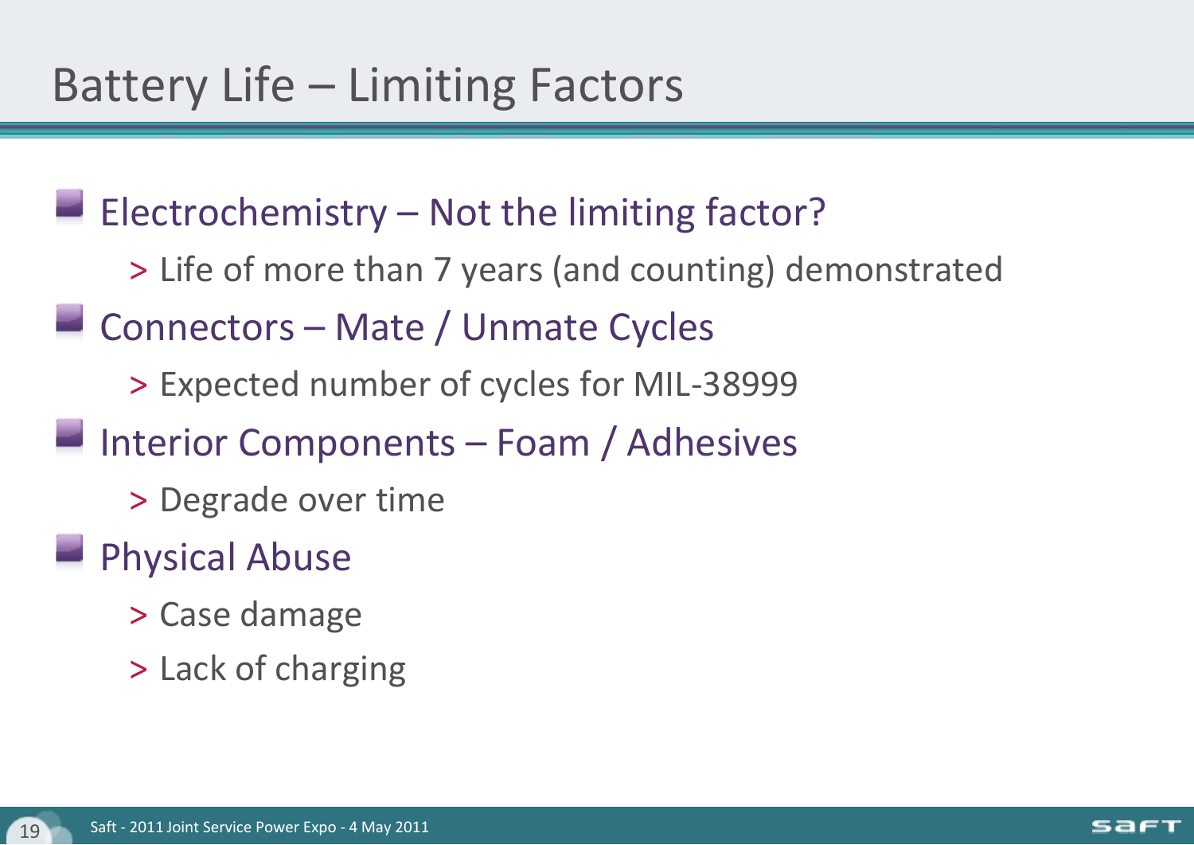# Battery Life – Limiting Factors

- Electrochemistry – Not the limiting factor?
  - Life of more than 7 years (and counting) demonstrated
- Connectors – Mate / Unmate Cycles
  - Expected number of cycles for MIL-38999
- Interior Components – Foam / Adhesives
  - Degrade over time
- Physical Abuse
  - Case damage
  - Lack of charging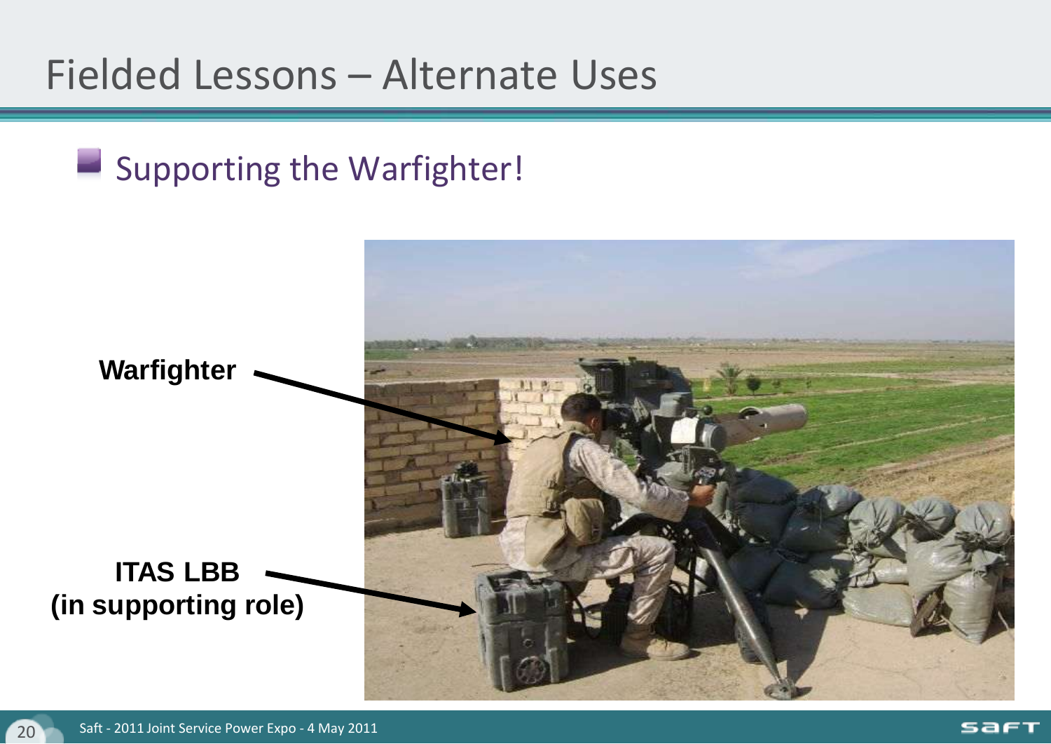# Fielded Lessons – Alternate Uses

- Supporting the Warfighter!

**Warfighter**

**ITAS LBB (in supporting role)**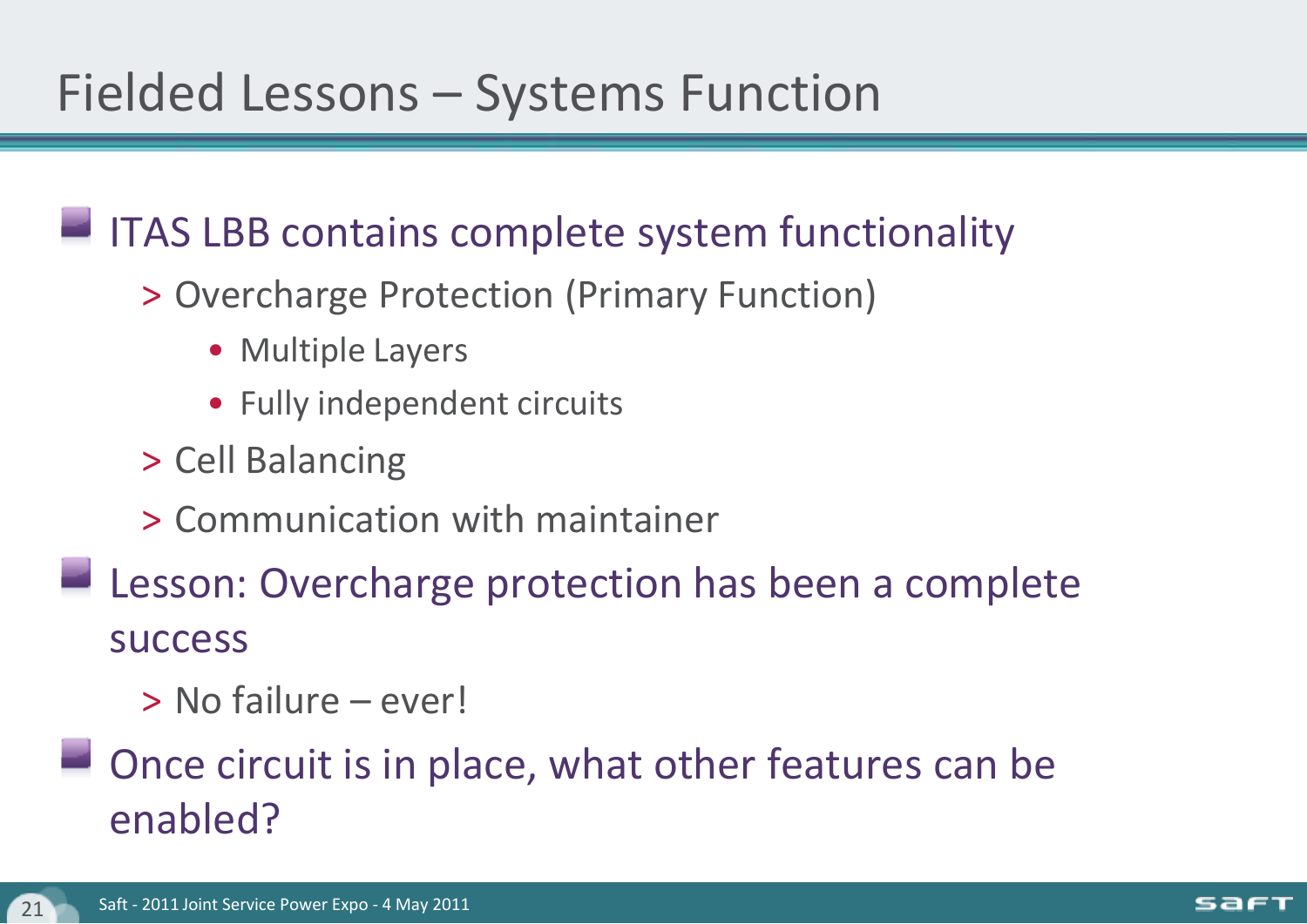# Fielded Lessons – Systems Function

- ITAS LBB contains complete system functionality
  - Overcharge Protection (Primary Function)
    - Multiple Layers
    - Fully independent circuits
  - Cell Balancing
  - Communication with maintainer
- Lesson: Overcharge protection has been a complete success
  - No failure – ever!
- Once circuit is in place, what other features can be enabled?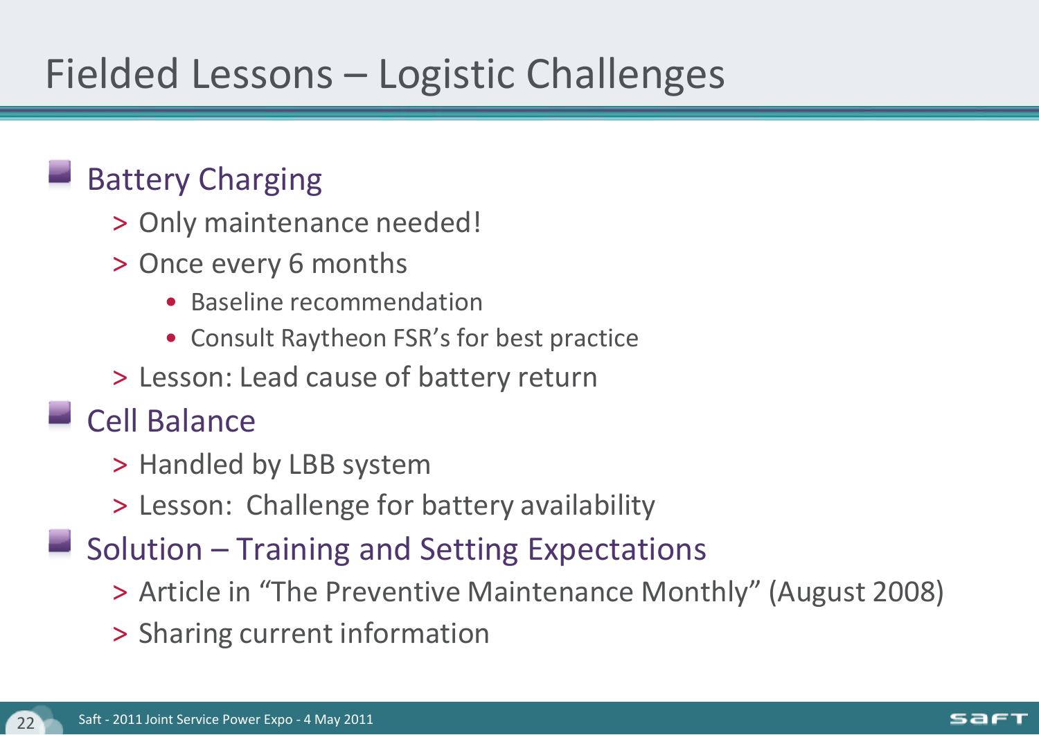# Fielded Lessons – Logistic Challenges

- Battery Charging
  - Only maintenance needed!
  - Once every 6 months
    - Baseline recommendation
    - Consult Raytheon FSR's for best practice
  - Lesson: Lead cause of battery return
- Cell Balance
  - Handled by LBB system
  - Lesson: Challenge for battery availability
- Solution – Training and Setting Expectations
  - Article in "The Preventive Maintenance Monthly" (August 2008)
  - Sharing current information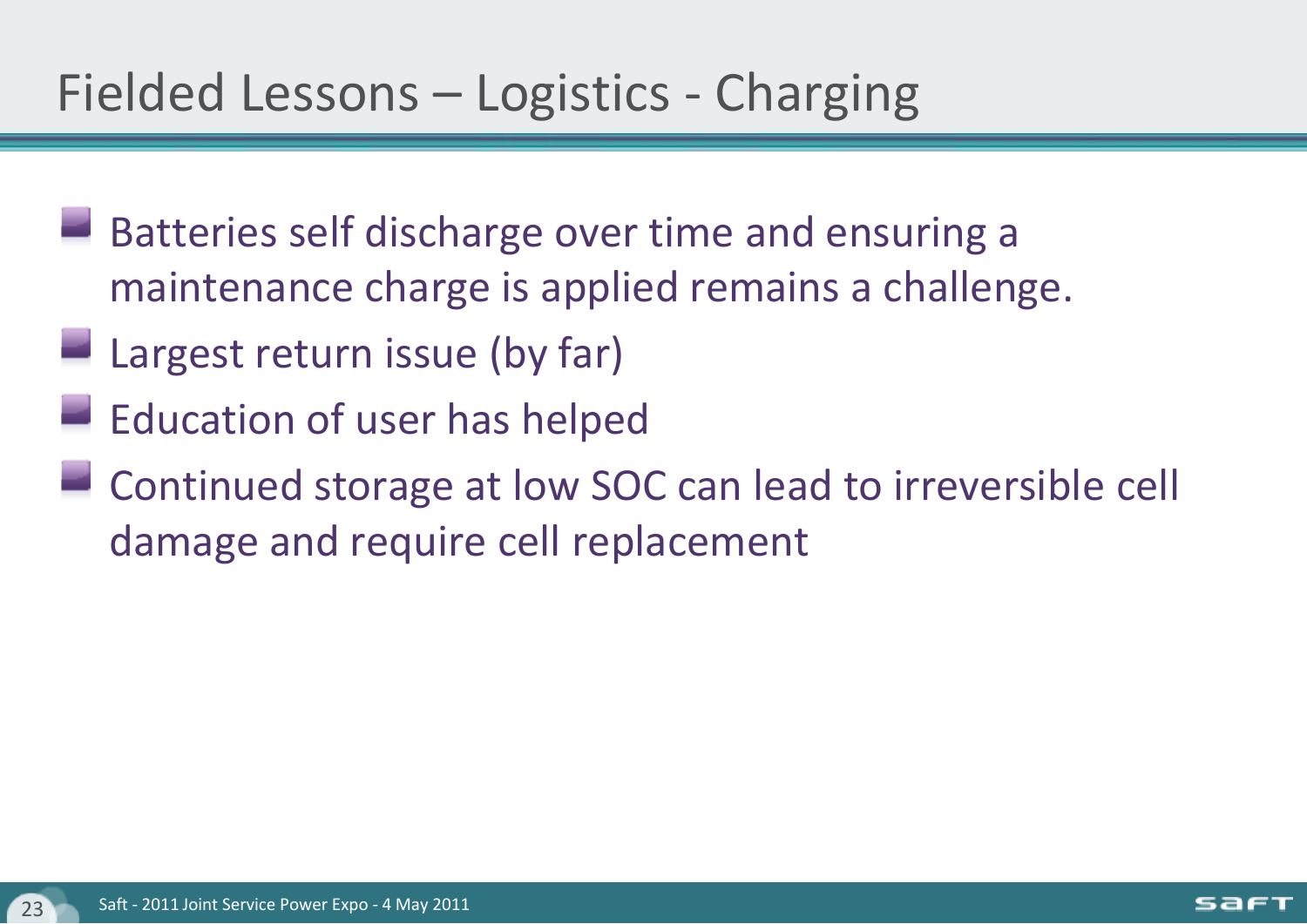# Fielded Lessons – Logistics - Charging

- Batteries self discharge over time and ensuring a maintenance charge is applied remains a challenge.
- Largest return issue (by far)
- Education of user has helped
- Continued storage at low SOC can lead to irreversible cell damage and require cell replacement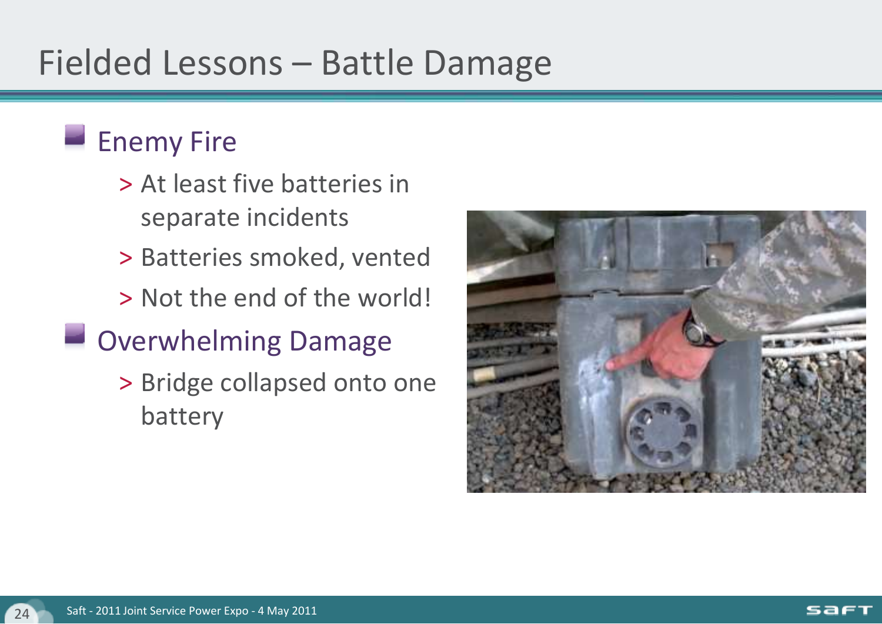# Fielded Lessons – Battle Damage

- Enemy Fire
  - At least five batteries in separate incidents
  - Batteries smoked, vented
  - Not the end of the world!
- Overwhelming Damage
  - Bridge collapsed onto one battery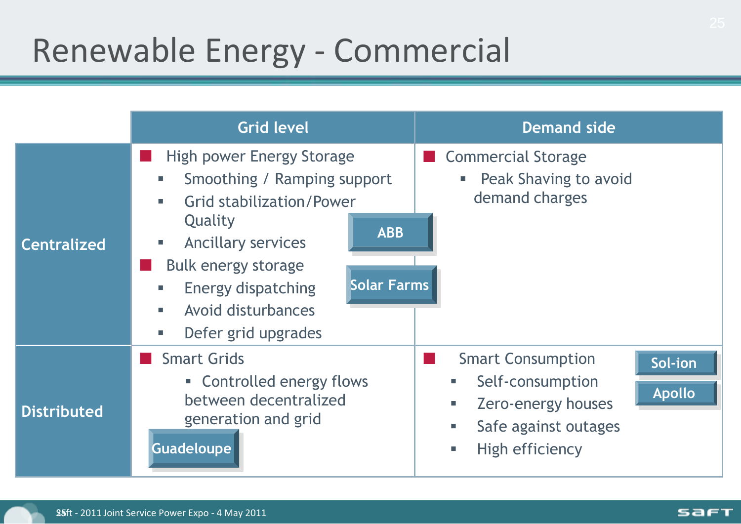# Renewable Energy - Commercial

| | Grid level | Demand side |
|---|---|---|
| **Centralized** | ■ High power Energy Storage<br>▪ Smoothing / Ramping support<br>▪ Grid stabilization/Power Quality<br>▪ Ancillary services<br>■ Bulk energy storage<br>▪ Energy dispatching<br>▪ Avoid disturbances<br>▪ Defer grid upgrades<br>**ABB**<br>**Solar Farms** | ■ Commercial Storage<br>▪ Peak Shaving to avoid demand charges |
| **Distributed** | ■ Smart Grids<br>▪ Controlled energy flows between decentralized generation and grid<br>**Guadeloupe** | ■ Smart Consumption<br>▪ Self-consumption<br>▪ Zero-energy houses<br>▪ Safe against outages<br>▪ High efficiency<br>**Sol-ion**<br>**Apollo** |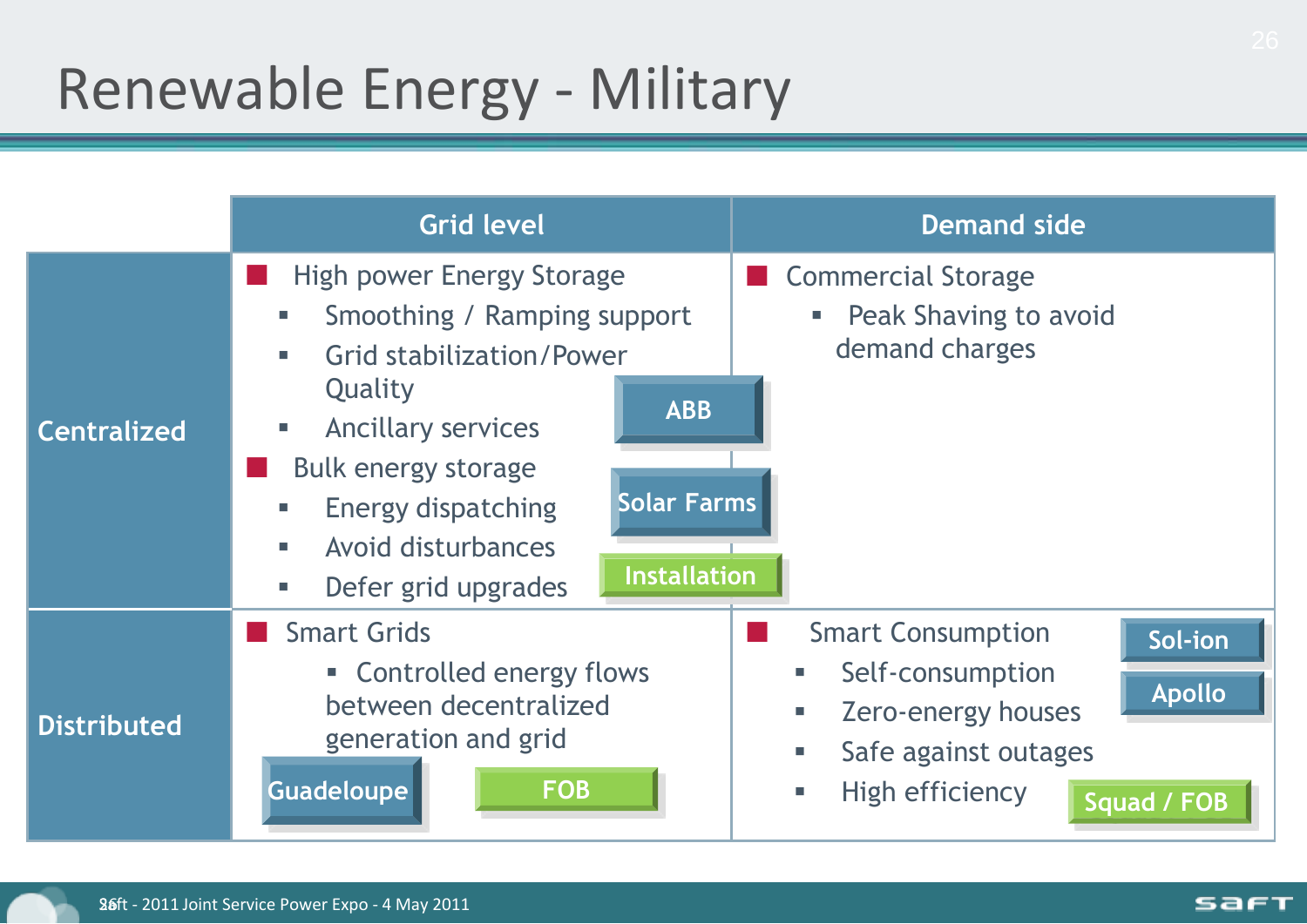# Renewable Energy - Military

| | Grid level | Demand side |
|---|---|---|
| **Centralized** | ■ High power Energy Storage<br>▪ Smoothing / Ramping support<br>▪ Grid stabilization/Power Quality<br>▪ Ancillary services<br>■ Bulk energy storage<br>▪ Energy dispatching<br>▪ Avoid disturbances<br>▪ Defer grid upgrades<br>**ABB**<br>**Solar Farms**<br>**Installation** | ■ Commercial Storage<br>▪ Peak Shaving to avoid demand charges |
| **Distributed** | ■ Smart Grids<br>▪ Controlled energy flows between decentralized generation and grid<br>**Guadeloupe**<br>**FOB** | ■ Smart Consumption<br>▪ Self-consumption<br>▪ Zero-energy houses<br>▪ Safe against outages<br>▪ High efficiency<br>**Sol-ion**<br>**Apollo**<br>**Squad / FOB** |

Saft - 2011 Joint Service Power Expo - 4 May 2011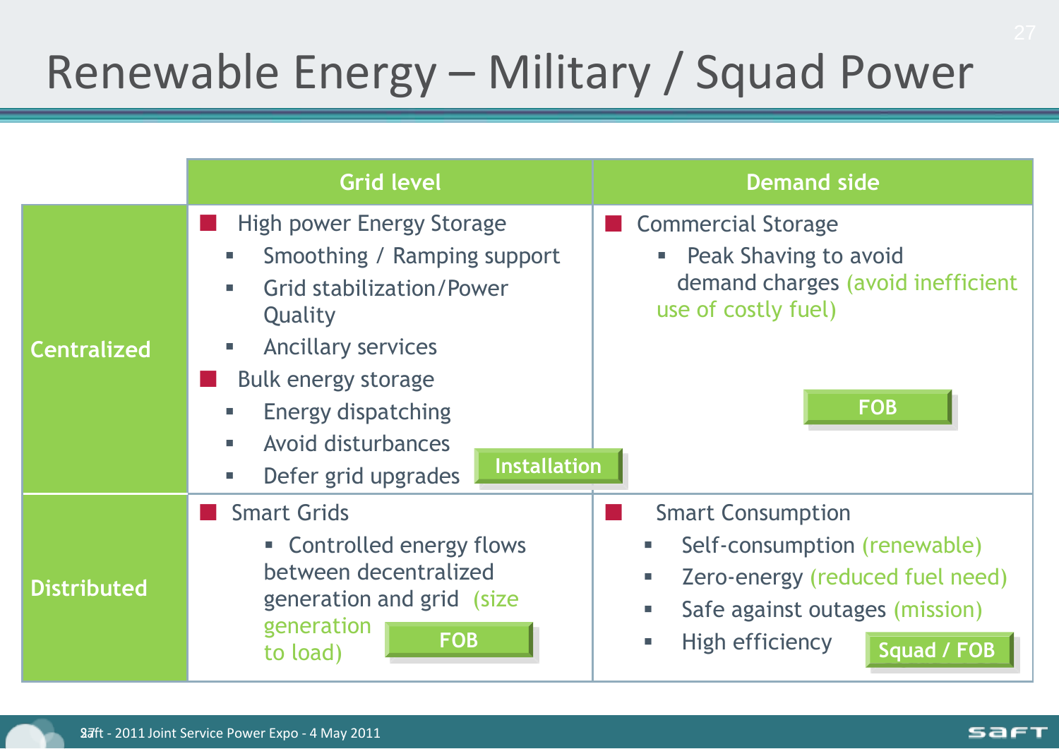# Renewable Energy – Military / Squad Power

| | Grid level | Demand side |
|---|---|---|
| **Centralized** | ■ High power Energy Storage<br>▪ Smoothing / Ramping support<br>▪ Grid stabilization/Power Quality<br>▪ Ancillary services<br>■ Bulk energy storage<br>▪ Energy dispatching<br>▪ Avoid disturbances<br>▪ Defer grid upgrades<br>**Installation** | ■ Commercial Storage<br>▪ Peak Shaving to avoid demand charges (avoid inefficient use of costly fuel)<br>**FOB** |
| **Distributed** | ■ Smart Grids<br>▪ Controlled energy flows between decentralized generation and grid (size generation to load)<br>**FOB** | ■ Smart Consumption<br>▪ Self-consumption (renewable)<br>▪ Zero-energy (reduced fuel need)<br>▪ Safe against outages (mission)<br>▪ High efficiency<br>**Squad / FOB** |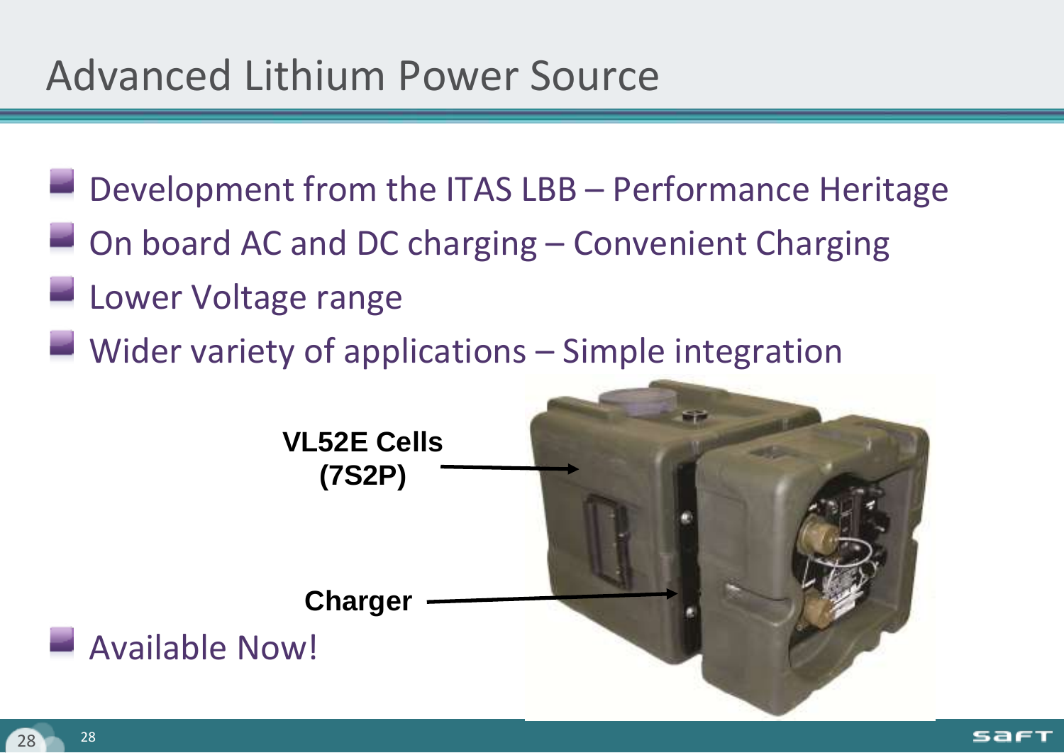# Advanced Lithium Power Source

- Development from the ITAS LBB – Performance Heritage
- On board AC and DC charging – Convenient Charging
- Lower Voltage range
- Wider variety of applications – Simple integration

**VL52E Cells (7S2P)**

**Charger**

- Available Now!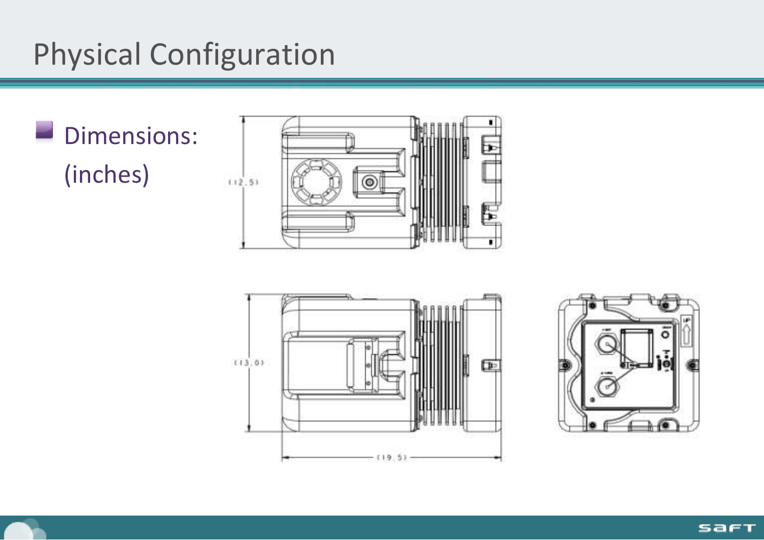# Physical Configuration

- Dimensions:
  (inches)

(12.5)

(13.0)

(19.5)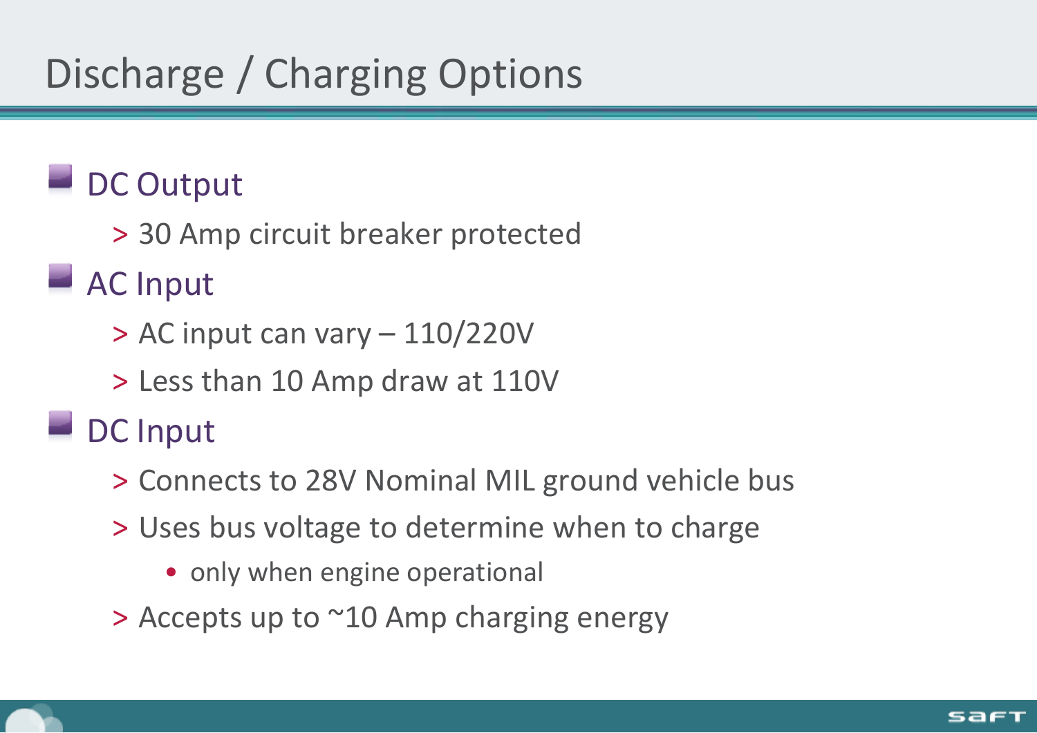# Discharge / Charging Options

- DC Output
  - 30 Amp circuit breaker protected
- AC Input
  - AC input can vary – 110/220V
  - Less than 10 Amp draw at 110V
- DC Input
  - Connects to 28V Nominal MIL ground vehicle bus
  - Uses bus voltage to determine when to charge
    - only when engine operational
  - Accepts up to ~10 Amp charging energy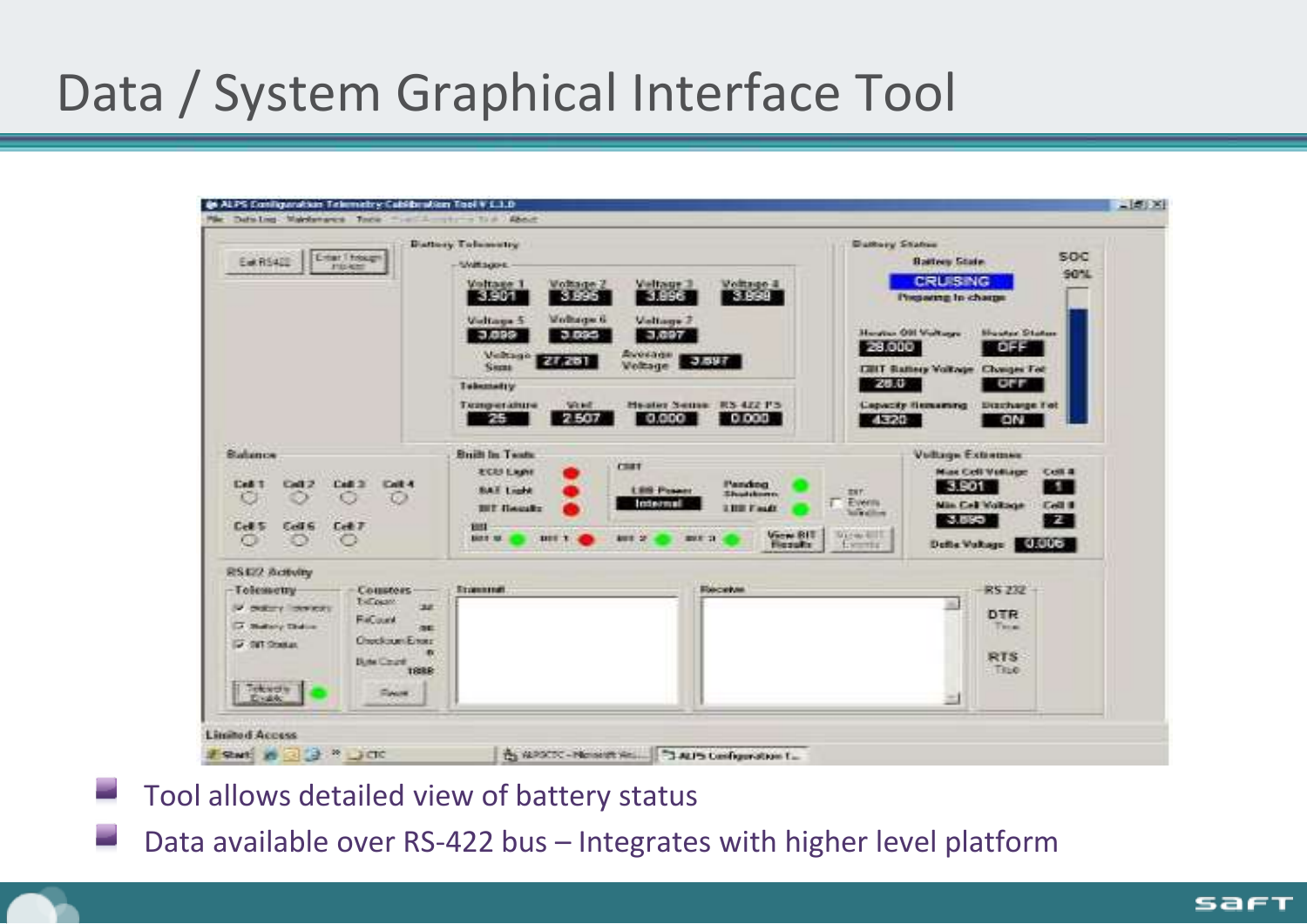# Data / System Graphical Interface Tool

- Tool allows detailed view of battery status
- Data available over RS-422 bus – Integrates with higher level platform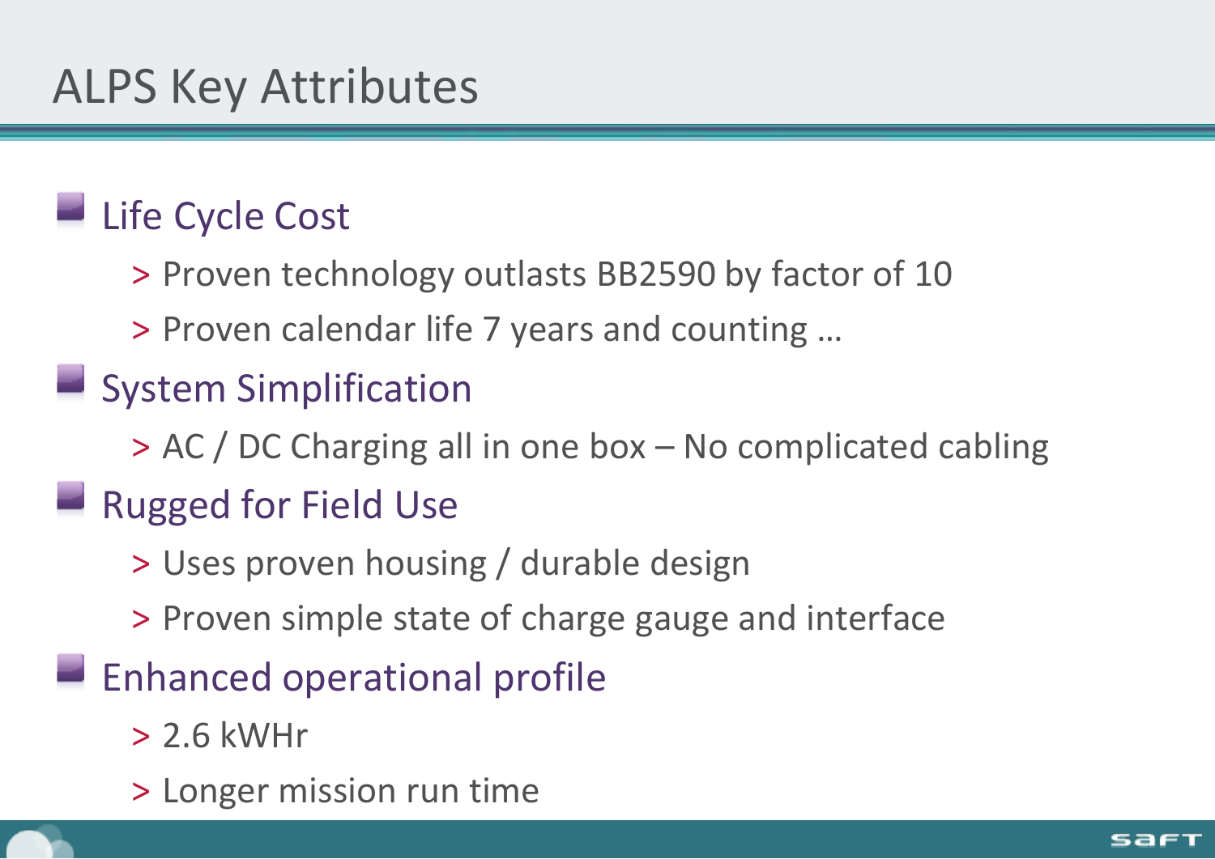# ALPS Key Attributes

- Life Cycle Cost
  - Proven technology outlasts BB2590 by factor of 10
  - Proven calendar life 7 years and counting …
- System Simplification
  - AC / DC Charging all in one box – No complicated cabling
- Rugged for Field Use
  - Uses proven housing / durable design
  - Proven simple state of charge gauge and interface
- Enhanced operational profile
  - 2.6 kWHr
  - Longer mission run time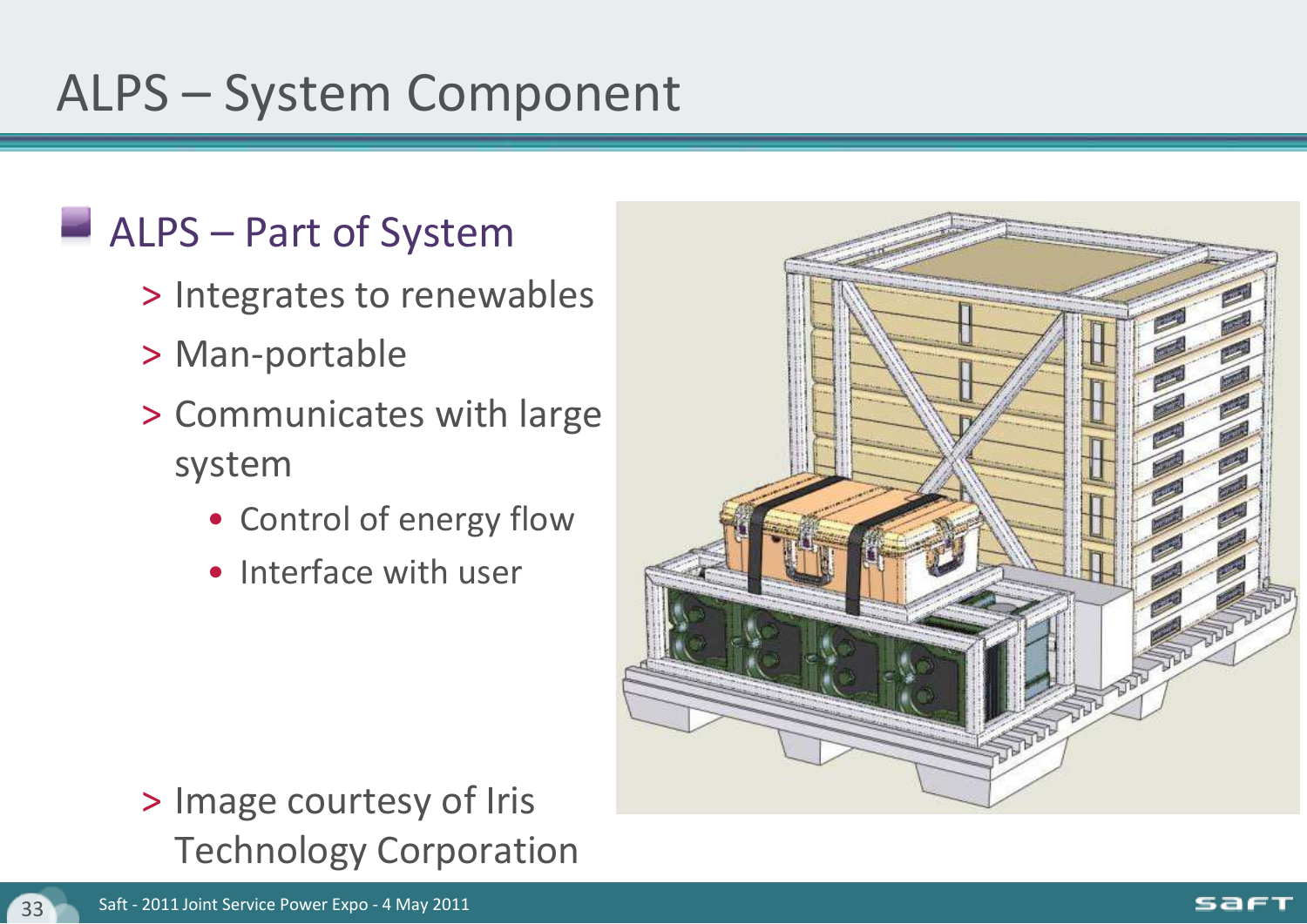# ALPS – System Component

- ALPS – Part of System
  - > Integrates to renewables
  - > Man-portable
  - > Communicates with large system
    - Control of energy flow
    - Interface with user

> Image courtesy of Iris Technology Corporation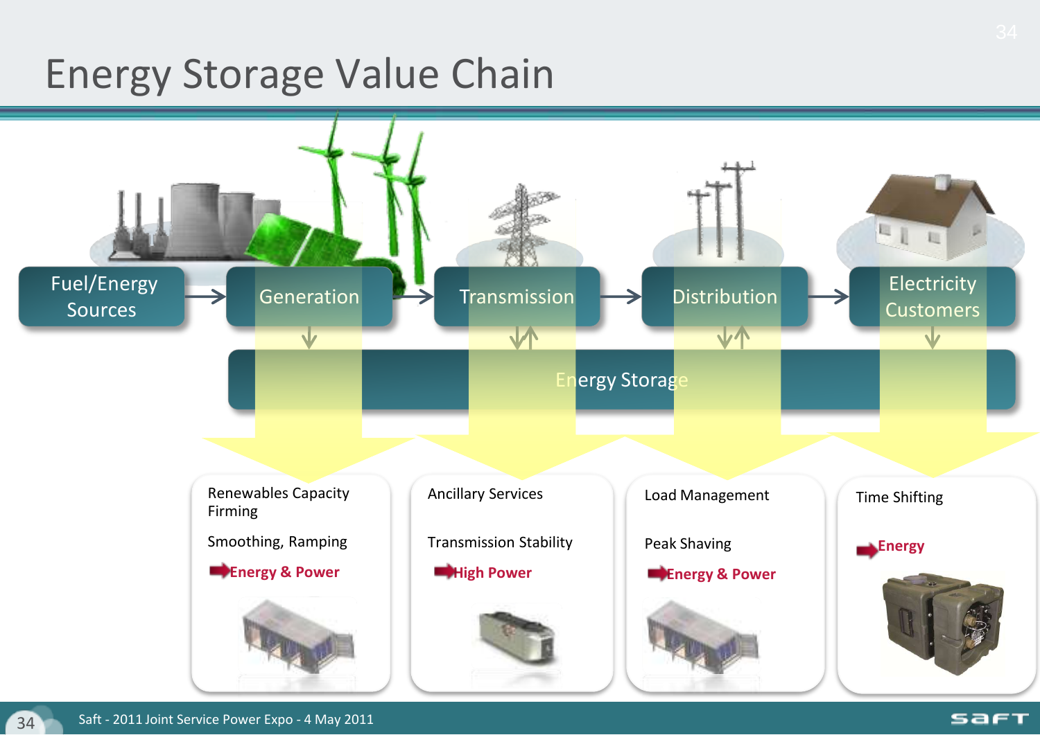# Energy Storage Value Chain

Fuel/Energy Sources → Generation → Transmission → Distribution → Electricity Customers

Energy Storage

| Generation | Transmission | Distribution | Electricity Customers |
|---|---|---|---|
| Renewables Capacity Firming | Ancillary Services | Load Management | Time Shifting |
| Smoothing, Ramping | Transmission Stability | Peak Shaving | |
| **Energy & Power** | **High Power** | **Energy & Power** | **Energy** |

Saft - 2011 Joint Service Power Expo - 4 May 2011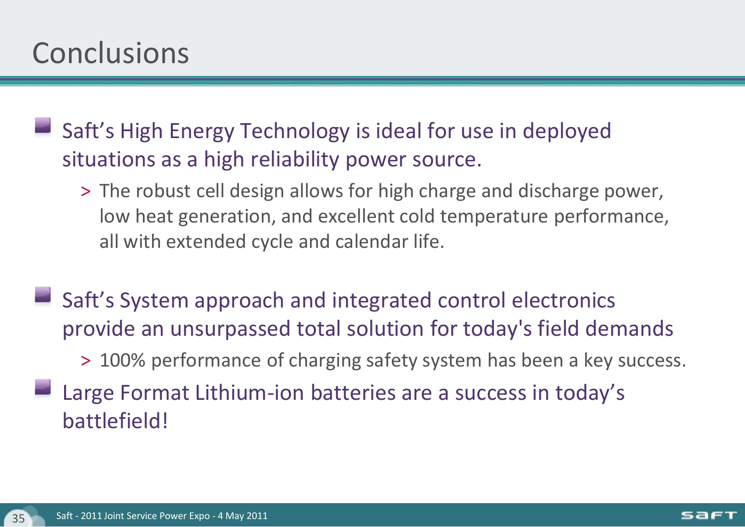# Conclusions

- Saft's High Energy Technology is ideal for use in deployed situations as a high reliability power source.
  - The robust cell design allows for high charge and discharge power, low heat generation, and excellent cold temperature performance, all with extended cycle and calendar life.
- Saft's System approach and integrated control electronics provide an unsurpassed total solution for today's field demands
  - 100% performance of charging safety system has been a key success.
- Large Format Lithium-ion batteries are a success in today's battlefield!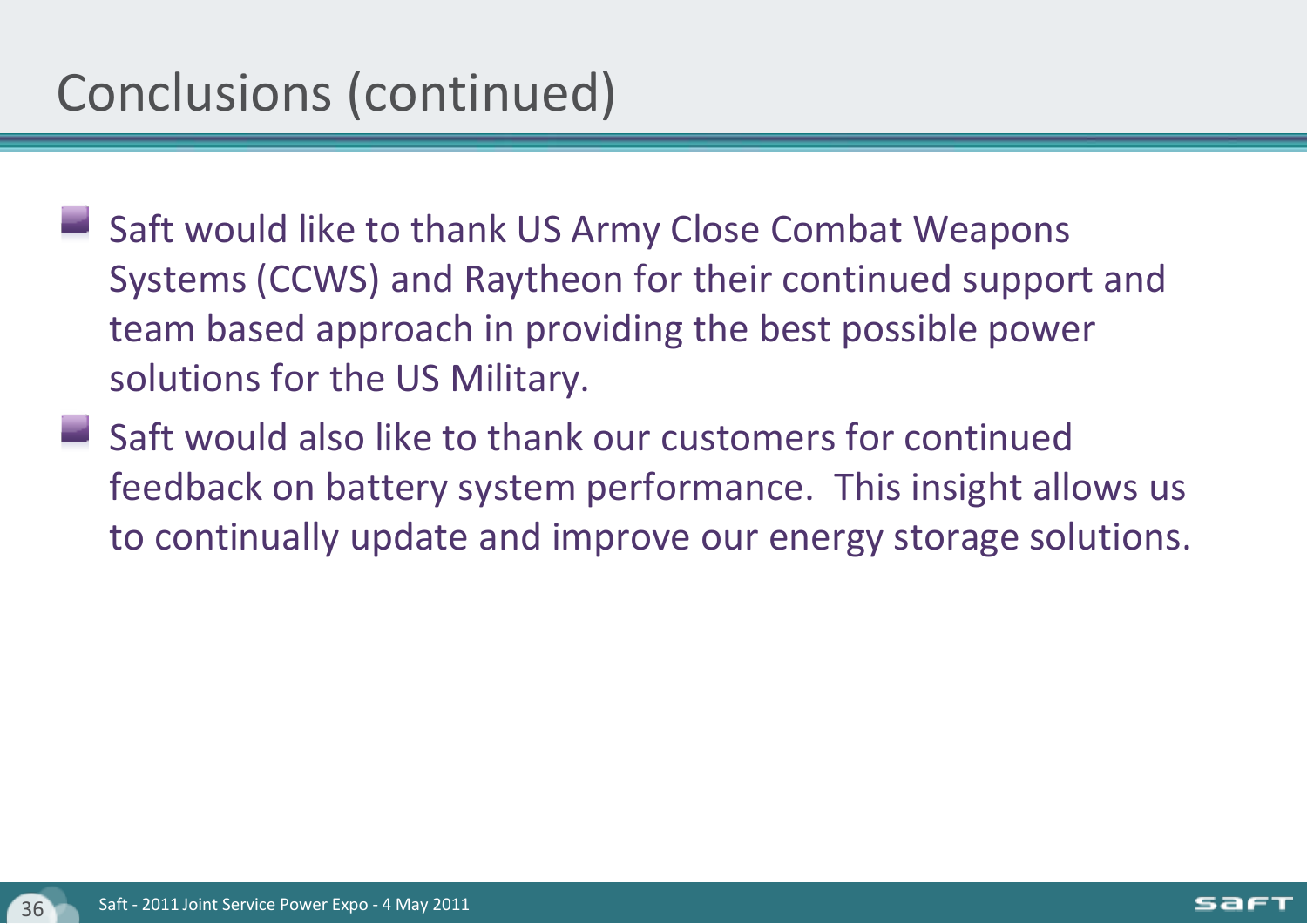# Conclusions (continued)

- Saft would like to thank US Army Close Combat Weapons Systems (CCWS) and Raytheon for their continued support and team based approach in providing the best possible power solutions for the US Military.
- Saft would also like to thank our customers for continued feedback on battery system performance.  This insight allows us to continually update and improve our energy storage solutions.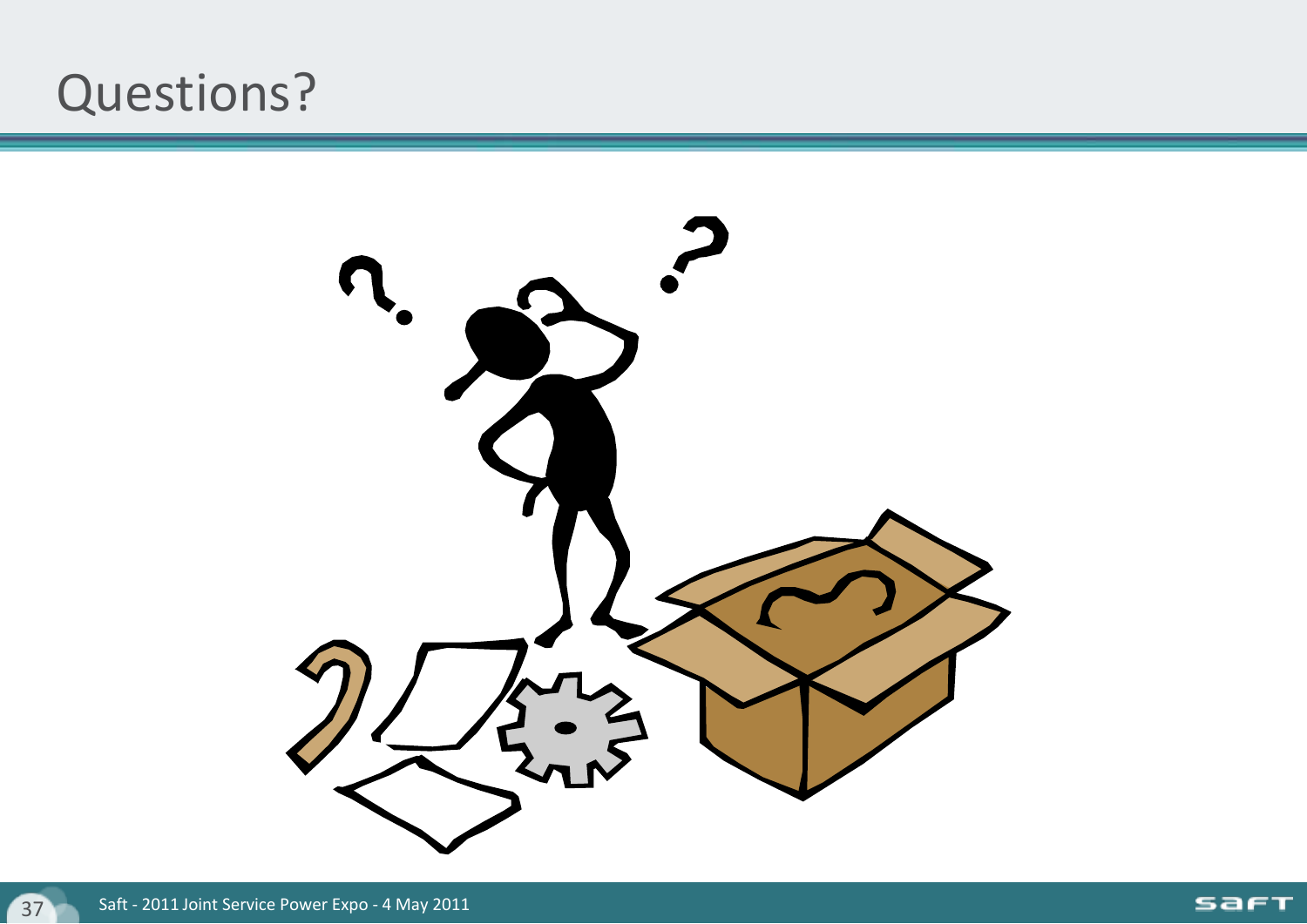# Questions?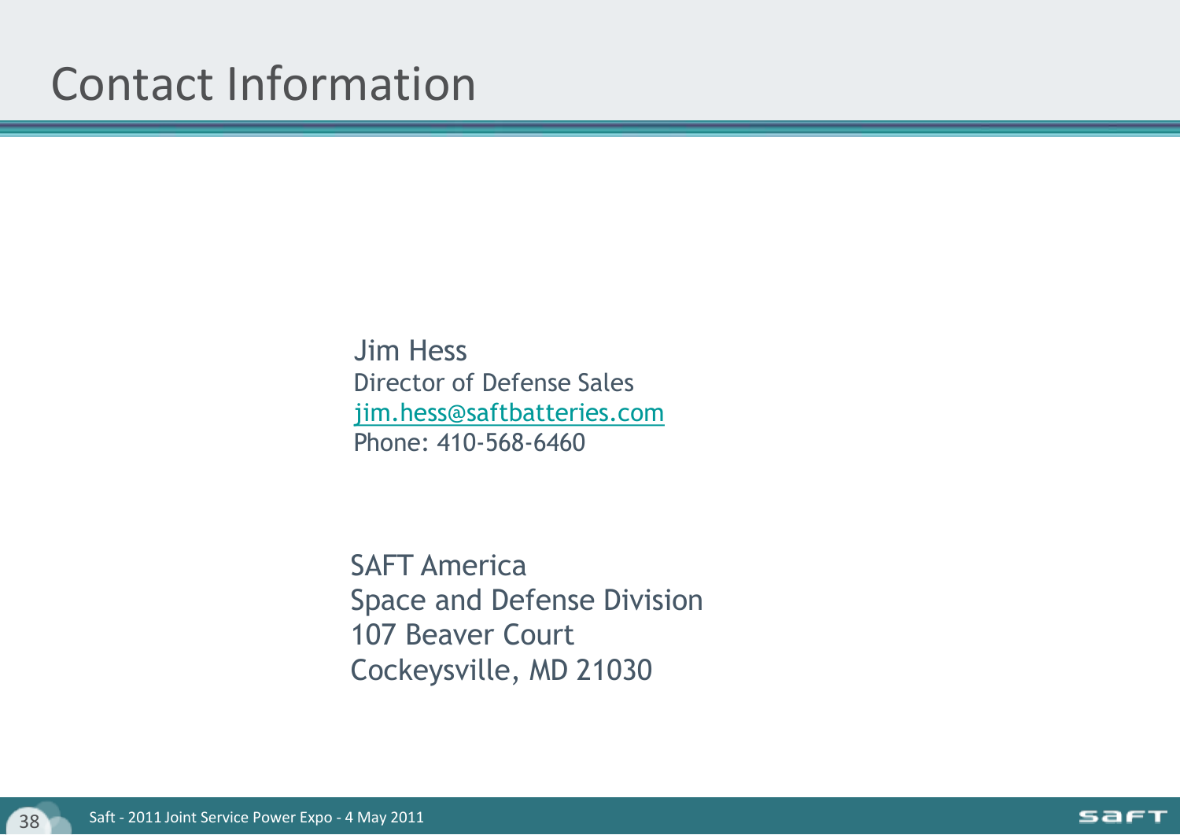# Contact Information

Jim Hess
Director of Defense Sales
jim.hess@saftbatteries.com
Phone: 410-568-6460

SAFT America
Space and Defense Division
107 Beaver Court
Cockeysville, MD 21030